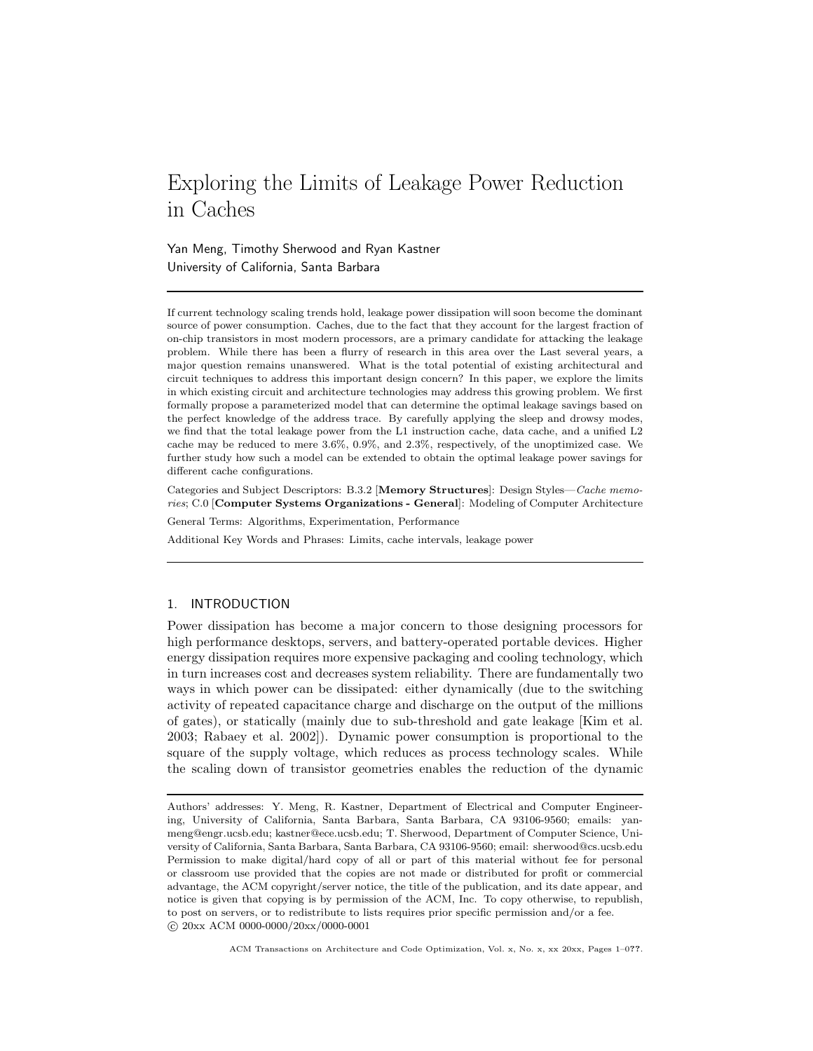# Exploring the Limits of Leakage Power Reduction in Caches

Yan Meng, Timothy Sherwood and Ryan Kastner
University of California, Santa Barbara

---

If current technology scaling trends hold, leakage power dissipation will soon become the dominant source of power consumption. Caches, due to the fact that they account for the largest fraction of on-chip transistors in most modern processors, are a primary candidate for attacking the leakage problem. While there has been a flurry of research in this area over the Last several years, a major question remains unanswered. What is the total potential of existing architectural and circuit techniques to address this important design concern? In this paper, we explore the limits in which existing circuit and architecture technologies may address this growing problem. We first formally propose a parameterized model that can determine the optimal leakage savings based on the perfect knowledge of the address trace. By carefully applying the sleep and drowsy modes, we find that the total leakage power from the L1 instruction cache, data cache, and a unified L2 cache may be reduced to mere 3.6%, 0.9%, and 2.3%, respectively, of the unoptimized case. We further study how such a model can be extended to obtain the optimal leakage power savings for different cache configurations.

Categories and Subject Descriptors: B.3.2 [**Memory Structures**]: Design Styles—*Cache memories*; C.0 [**Computer Systems Organizations - General**]: Modeling of Computer Architecture

General Terms: Algorithms, Experimentation, Performance

Additional Key Words and Phrases: Limits, cache intervals, leakage power

---

## 1. INTRODUCTION

Power dissipation has become a major concern to those designing processors for high performance desktops, servers, and battery-operated portable devices. Higher energy dissipation requires more expensive packaging and cooling technology, which in turn increases cost and decreases system reliability. There are fundamentally two ways in which power can be dissipated: either dynamically (due to the switching activity of repeated capacitance charge and discharge on the output of the millions of gates), or statically (mainly due to sub-threshold and gate leakage [Kim et al. 2003; Rabaey et al. 2002]). Dynamic power consumption is proportional to the square of the supply voltage, which reduces as process technology scales. While the scaling down of transistor geometries enables the reduction of the dynamic

---

Authors' addresses: Y. Meng, R. Kastner, Department of Electrical and Computer Engineering, University of California, Santa Barbara, Santa Barbara, CA 93106-9560; emails: yanmeng@engr.ucsb.edu; kastner@ece.ucsb.edu; T. Sherwood, Department of Computer Science, University of California, Santa Barbara, Santa Barbara, CA 93106-9560; email: sherwood@cs.ucsb.edu
Permission to make digital/hard copy of all or part of this material without fee for personal or classroom use provided that the copies are not made or distributed for profit or commercial advantage, the ACM copyright/server notice, the title of the publication, and its date appear, and notice is given that copying is by permission of the ACM, Inc. To copy otherwise, to republish, to post on servers, or to redistribute to lists requires prior specific permission and/or a fee.
© 20xx ACM 0000-0000/20xx/0000-0001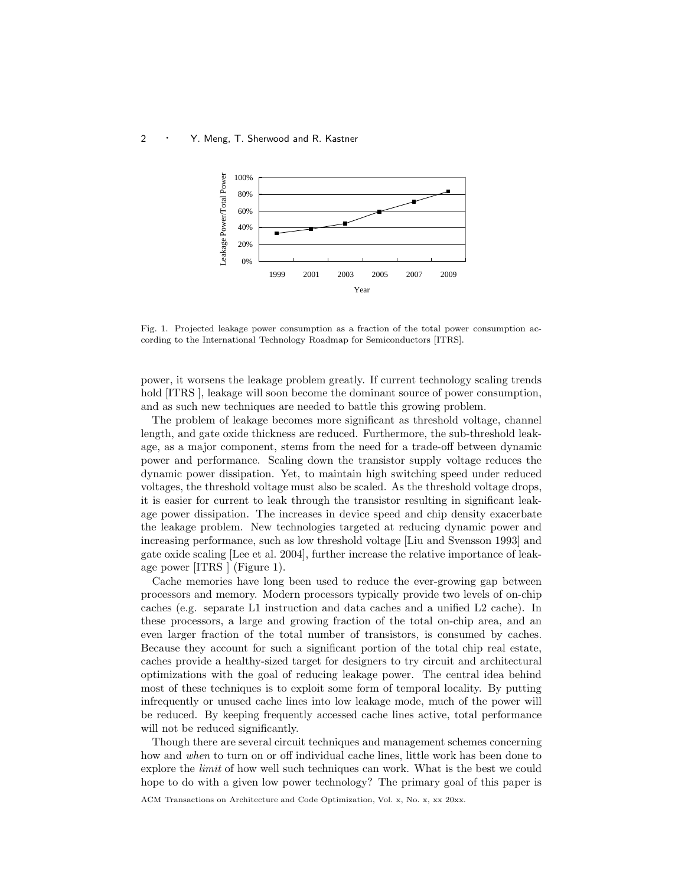Fig. 1. Projected leakage power consumption as a fraction of the total power consumption according to the International Technology Roadmap for Semiconductors [ITRS].

power, it worsens the leakage problem greatly. If current technology scaling trends hold [ITRS ], leakage will soon become the dominant source of power consumption, and as such new techniques are needed to battle this growing problem.

The problem of leakage becomes more significant as threshold voltage, channel length, and gate oxide thickness are reduced. Furthermore, the sub-threshold leakage, as a major component, stems from the need for a trade-off between dynamic power and performance. Scaling down the transistor supply voltage reduces the dynamic power dissipation. Yet, to maintain high switching speed under reduced voltages, the threshold voltage must also be scaled. As the threshold voltage drops, it is easier for current to leak through the transistor resulting in significant leakage power dissipation. The increases in device speed and chip density exacerbate the leakage problem. New technologies targeted at reducing dynamic power and increasing performance, such as low threshold voltage [Liu and Svensson 1993] and gate oxide scaling [Lee et al. 2004], further increase the relative importance of leakage power [ITRS ] (Figure 1).

Cache memories have long been used to reduce the ever-growing gap between processors and memory. Modern processors typically provide two levels of on-chip caches (e.g. separate L1 instruction and data caches and a unified L2 cache). In these processors, a large and growing fraction of the total on-chip area, and an even larger fraction of the total number of transistors, is consumed by caches. Because they account for such a significant portion of the total chip real estate, caches provide a healthy-sized target for designers to try circuit and architectural optimizations with the goal of reducing leakage power. The central idea behind most of these techniques is to exploit some form of temporal locality. By putting infrequently or unused cache lines into low leakage mode, much of the power will be reduced. By keeping frequently accessed cache lines active, total performance will not be reduced significantly.

Though there are several circuit techniques and management schemes concerning how and *when* to turn on or off individual cache lines, little work has been done to explore the *limit* of how well such techniques can work. What is the best we could hope to do with a given low power technology? The primary goal of this paper is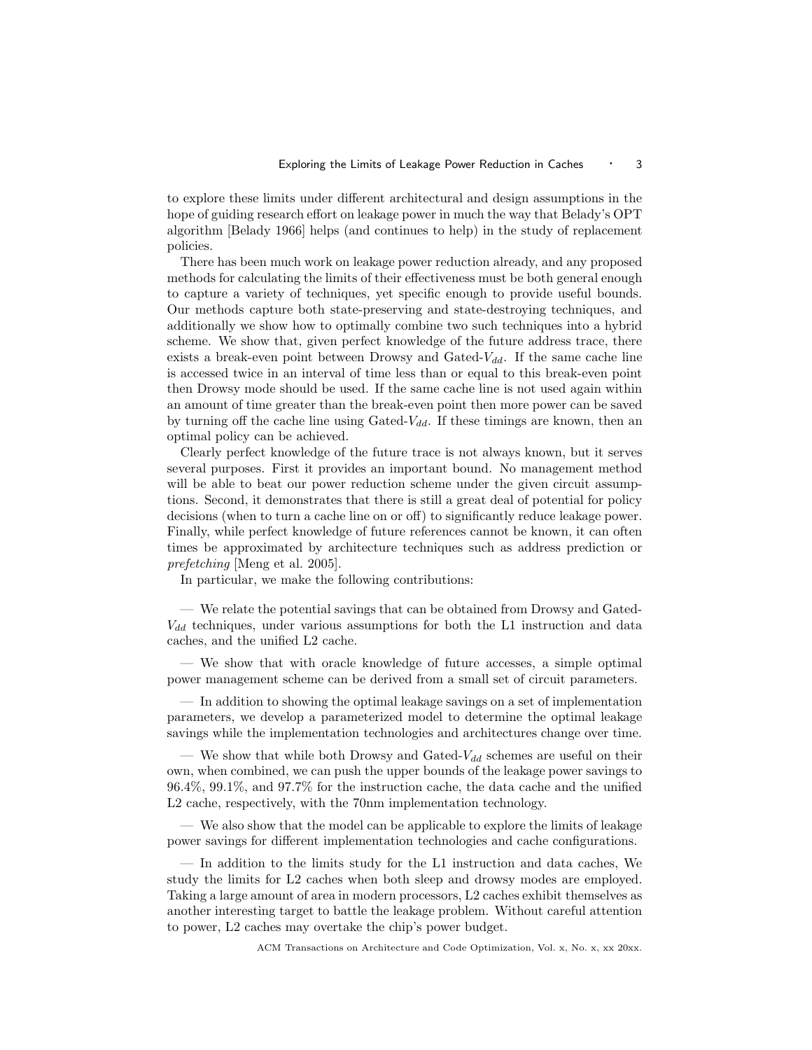to explore these limits under different architectural and design assumptions in the hope of guiding research effort on leakage power in much the way that Belady's OPT algorithm [Belady 1966] helps (and continues to help) in the study of replacement policies.

There has been much work on leakage power reduction already, and any proposed methods for calculating the limits of their effectiveness must be both general enough to capture a variety of techniques, yet specific enough to provide useful bounds. Our methods capture both state-preserving and state-destroying techniques, and additionally we show how to optimally combine two such techniques into a hybrid scheme. We show that, given perfect knowledge of the future address trace, there exists a break-even point between Drowsy and Gated-$V_{dd}$. If the same cache line is accessed twice in an interval of time less than or equal to this break-even point then Drowsy mode should be used. If the same cache line is not used again within an amount of time greater than the break-even point then more power can be saved by turning off the cache line using Gated-$V_{dd}$. If these timings are known, then an optimal policy can be achieved.

Clearly perfect knowledge of the future trace is not always known, but it serves several purposes. First it provides an important bound. No management method will be able to beat our power reduction scheme under the given circuit assumptions. Second, it demonstrates that there is still a great deal of potential for policy decisions (when to turn a cache line on or off) to significantly reduce leakage power. Finally, while perfect knowledge of future references cannot be known, it can often times be approximated by architecture techniques such as address prediction or *prefetching* [Meng et al. 2005].

In particular, we make the following contributions:

— We relate the potential savings that can be obtained from Drowsy and Gated-$V_{dd}$ techniques, under various assumptions for both the L1 instruction and data caches, and the unified L2 cache.

— We show that with oracle knowledge of future accesses, a simple optimal power management scheme can be derived from a small set of circuit parameters.

— In addition to showing the optimal leakage savings on a set of implementation parameters, we develop a parameterized model to determine the optimal leakage savings while the implementation technologies and architectures change over time.

— We show that while both Drowsy and Gated-$V_{dd}$ schemes are useful on their own, when combined, we can push the upper bounds of the leakage power savings to 96.4%, 99.1%, and 97.7% for the instruction cache, the data cache and the unified L2 cache, respectively, with the 70nm implementation technology.

— We also show that the model can be applicable to explore the limits of leakage power savings for different implementation technologies and cache configurations.

— In addition to the limits study for the L1 instruction and data caches, We study the limits for L2 caches when both sleep and drowsy modes are employed. Taking a large amount of area in modern processors, L2 caches exhibit themselves as another interesting target to battle the leakage problem. Without careful attention to power, L2 caches may overtake the chip's power budget.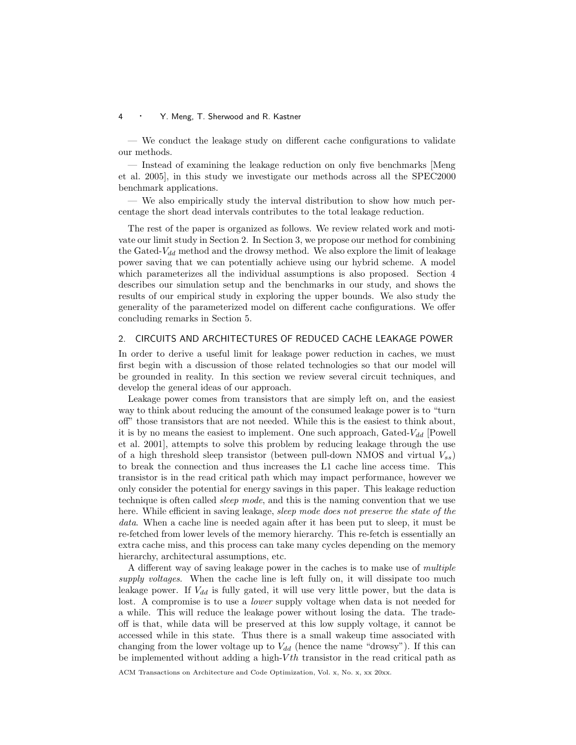— We conduct the leakage study on different cache configurations to validate our methods.

— Instead of examining the leakage reduction on only five benchmarks [Meng et al. 2005], in this study we investigate our methods across all the SPEC2000 benchmark applications.

— We also empirically study the interval distribution to show how much percentage the short dead intervals contributes to the total leakage reduction.

The rest of the paper is organized as follows. We review related work and motivate our limit study in Section 2. In Section 3, we propose our method for combining the Gated-$V_{dd}$ method and the drowsy method. We also explore the limit of leakage power saving that we can potentially achieve using our hybrid scheme. A model which parameterizes all the individual assumptions is also proposed. Section 4 describes our simulation setup and the benchmarks in our study, and shows the results of our empirical study in exploring the upper bounds. We also study the generality of the parameterized model on different cache configurations. We offer concluding remarks in Section 5.

## 2. CIRCUITS AND ARCHITECTURES OF REDUCED CACHE LEAKAGE POWER

In order to derive a useful limit for leakage power reduction in caches, we must first begin with a discussion of those related technologies so that our model will be grounded in reality. In this section we review several circuit techniques, and develop the general ideas of our approach.

Leakage power comes from transistors that are simply left on, and the easiest way to think about reducing the amount of the consumed leakage power is to "turn off" those transistors that are not needed. While this is the easiest to think about, it is by no means the easiest to implement. One such approach, Gated-$V_{dd}$ [Powell et al. 2001], attempts to solve this problem by reducing leakage through the use of a high threshold sleep transistor (between pull-down NMOS and virtual $V_{ss}$) to break the connection and thus increases the L1 cache line access time. This transistor is in the read critical path which may impact performance, however we only consider the potential for energy savings in this paper. This leakage reduction technique is often called *sleep mode*, and this is the naming convention that we use here. While efficient in saving leakage, *sleep mode does not preserve the state of the data*. When a cache line is needed again after it has been put to sleep, it must be re-fetched from lower levels of the memory hierarchy. This re-fetch is essentially an extra cache miss, and this process can take many cycles depending on the memory hierarchy, architectural assumptions, etc.

A different way of saving leakage power in the caches is to make use of *multiple supply voltages*. When the cache line is left fully on, it will dissipate too much leakage power. If $V_{dd}$ is fully gated, it will use very little power, but the data is lost. A compromise is to use a *lower* supply voltage when data is not needed for a while. This will reduce the leakage power without losing the data. The tradeoff is that, while data will be preserved at this low supply voltage, it cannot be accessed while in this state. Thus there is a small wakeup time associated with changing from the lower voltage up to $V_{dd}$ (hence the name "drowsy"). If this can be implemented without adding a high-$Vth$ transistor in the read critical path as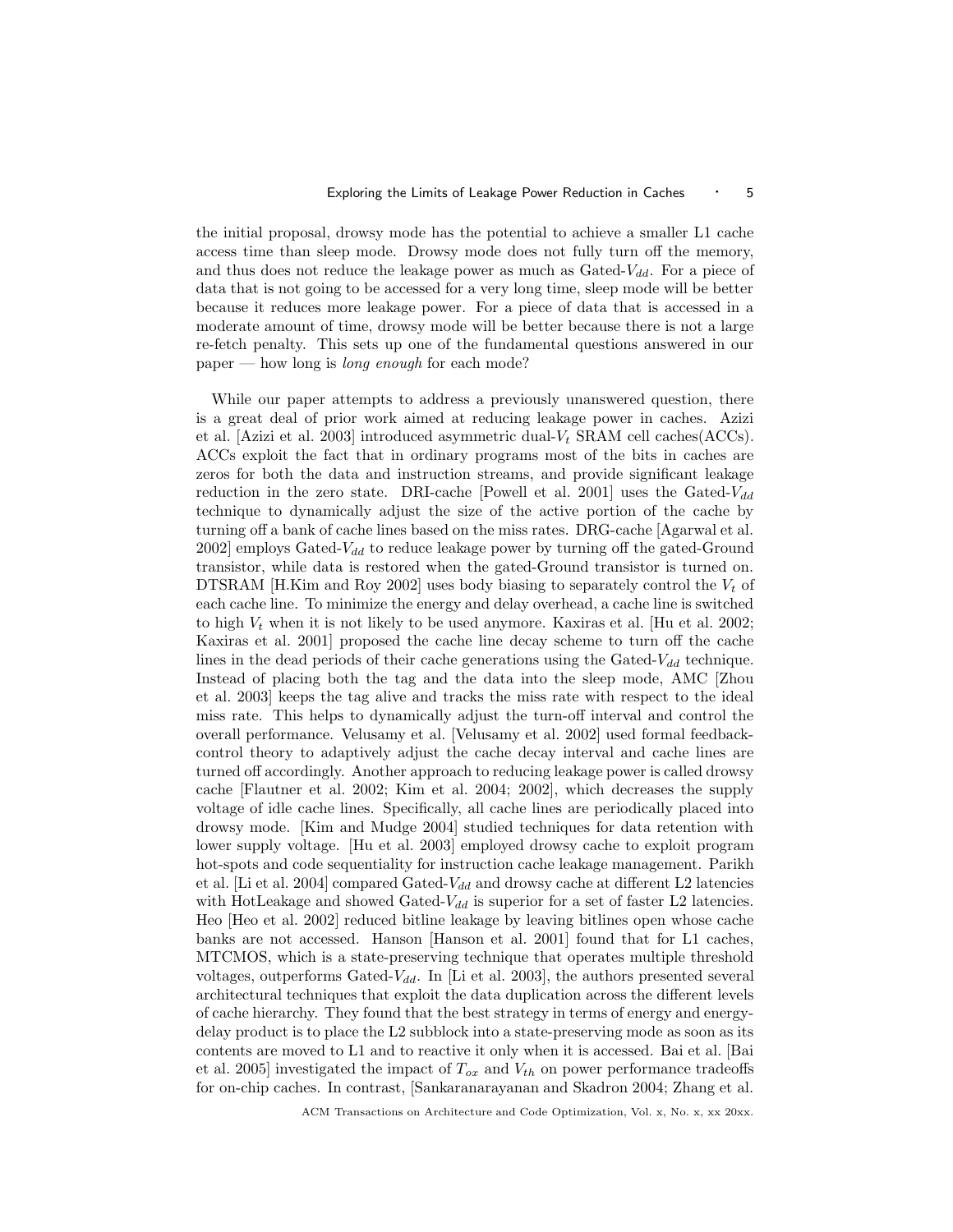the initial proposal, drowsy mode has the potential to achieve a smaller L1 cache access time than sleep mode. Drowsy mode does not fully turn off the memory, and thus does not reduce the leakage power as much as Gated-$V_{dd}$. For a piece of data that is not going to be accessed for a very long time, sleep mode will be better because it reduces more leakage power. For a piece of data that is accessed in a moderate amount of time, drowsy mode will be better because there is not a large re-fetch penalty. This sets up one of the fundamental questions answered in our paper — how long is *long enough* for each mode?

While our paper attempts to address a previously unanswered question, there is a great deal of prior work aimed at reducing leakage power in caches. Azizi et al. [Azizi et al. 2003] introduced asymmetric dual-$V_t$ SRAM cell caches(ACCs). ACCs exploit the fact that in ordinary programs most of the bits in caches are zeros for both the data and instruction streams, and provide significant leakage reduction in the zero state. DRI-cache [Powell et al. 2001] uses the Gated-$V_{dd}$ technique to dynamically adjust the size of the active portion of the cache by turning off a bank of cache lines based on the miss rates. DRG-cache [Agarwal et al. 2002] employs Gated-$V_{dd}$ to reduce leakage power by turning off the gated-Ground transistor, while data is restored when the gated-Ground transistor is turned on. DTSRAM [H.Kim and Roy 2002] uses body biasing to separately control the $V_t$ of each cache line. To minimize the energy and delay overhead, a cache line is switched to high $V_t$ when it is not likely to be used anymore. Kaxiras et al. [Hu et al. 2002; Kaxiras et al. 2001] proposed the cache line decay scheme to turn off the cache lines in the dead periods of their cache generations using the Gated-$V_{dd}$ technique. Instead of placing both the tag and the data into the sleep mode, AMC [Zhou et al. 2003] keeps the tag alive and tracks the miss rate with respect to the ideal miss rate. This helps to dynamically adjust the turn-off interval and control the overall performance. Velusamy et al. [Velusamy et al. 2002] used formal feedback-control theory to adaptively adjust the cache decay interval and cache lines are turned off accordingly. Another approach to reducing leakage power is called drowsy cache [Flautner et al. 2002; Kim et al. 2004; 2002], which decreases the supply voltage of idle cache lines. Specifically, all cache lines are periodically placed into drowsy mode. [Kim and Mudge 2004] studied techniques for data retention with lower supply voltage. [Hu et al. 2003] employed drowsy cache to exploit program hot-spots and code sequentiality for instruction cache leakage management. Parikh et al. [Li et al. 2004] compared Gated-$V_{dd}$ and drowsy cache at different L2 latencies with HotLeakage and showed Gated-$V_{dd}$ is superior for a set of faster L2 latencies. Heo [Heo et al. 2002] reduced bitline leakage by leaving bitlines open whose cache banks are not accessed. Hanson [Hanson et al. 2001] found that for L1 caches, MTCMOS, which is a state-preserving technique that operates multiple threshold voltages, outperforms Gated-$V_{dd}$. In [Li et al. 2003], the authors presented several architectural techniques that exploit the data duplication across the different levels of cache hierarchy. They found that the best strategy in terms of energy and energy-delay product is to place the L2 subblock into a state-preserving mode as soon as its contents are moved to L1 and to reactive it only when it is accessed. Bai et al. [Bai et al. 2005] investigated the impact of $T_{ox}$ and $V_{th}$ on power performance tradeoffs for on-chip caches. In contrast, [Sankaranarayanan and Skadron 2004; Zhang et al.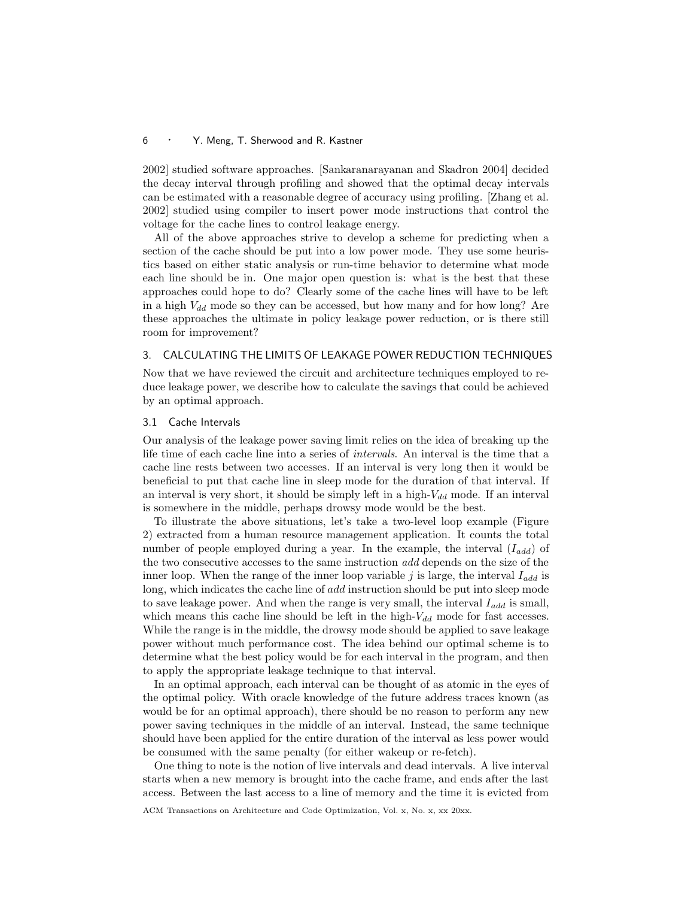2002] studied software approaches. [Sankaranarayanan and Skadron 2004] decided the decay interval through profiling and showed that the optimal decay intervals can be estimated with a reasonable degree of accuracy using profiling. [Zhang et al. 2002] studied using compiler to insert power mode instructions that control the voltage for the cache lines to control leakage energy.

All of the above approaches strive to develop a scheme for predicting when a section of the cache should be put into a low power mode. They use some heuristics based on either static analysis or run-time behavior to determine what mode each line should be in. One major open question is: what is the best that these approaches could hope to do? Clearly some of the cache lines will have to be left in a high $V_{dd}$ mode so they can be accessed, but how many and for how long? Are these approaches the ultimate in policy leakage power reduction, or is there still room for improvement?

## 3. CALCULATING THE LIMITS OF LEAKAGE POWER REDUCTION TECHNIQUES

Now that we have reviewed the circuit and architecture techniques employed to reduce leakage power, we describe how to calculate the savings that could be achieved by an optimal approach.

### 3.1 Cache Intervals

Our analysis of the leakage power saving limit relies on the idea of breaking up the life time of each cache line into a series of *intervals*. An interval is the time that a cache line rests between two accesses. If an interval is very long then it would be beneficial to put that cache line in sleep mode for the duration of that interval. If an interval is very short, it should be simply left in a high-$V_{dd}$ mode. If an interval is somewhere in the middle, perhaps drowsy mode would be the best.

To illustrate the above situations, let's take a two-level loop example (Figure 2) extracted from a human resource management application. It counts the total number of people employed during a year. In the example, the interval ($I_{add}$) of the two consecutive accesses to the same instruction *add* depends on the size of the inner loop. When the range of the inner loop variable $j$ is large, the interval $I_{add}$ is long, which indicates the cache line of *add* instruction should be put into sleep mode to save leakage power. And when the range is very small, the interval $I_{add}$ is small, which means this cache line should be left in the high-$V_{dd}$ mode for fast accesses. While the range is in the middle, the drowsy mode should be applied to save leakage power without much performance cost. The idea behind our optimal scheme is to determine what the best policy would be for each interval in the program, and then to apply the appropriate leakage technique to that interval.

In an optimal approach, each interval can be thought of as atomic in the eyes of the optimal policy. With oracle knowledge of the future address traces known (as would be for an optimal approach), there should be no reason to perform any new power saving techniques in the middle of an interval. Instead, the same technique should have been applied for the entire duration of the interval as less power would be consumed with the same penalty (for either wakeup or re-fetch).

One thing to note is the notion of live intervals and dead intervals. A live interval starts when a new memory is brought into the cache frame, and ends after the last access. Between the last access to a line of memory and the time it is evicted from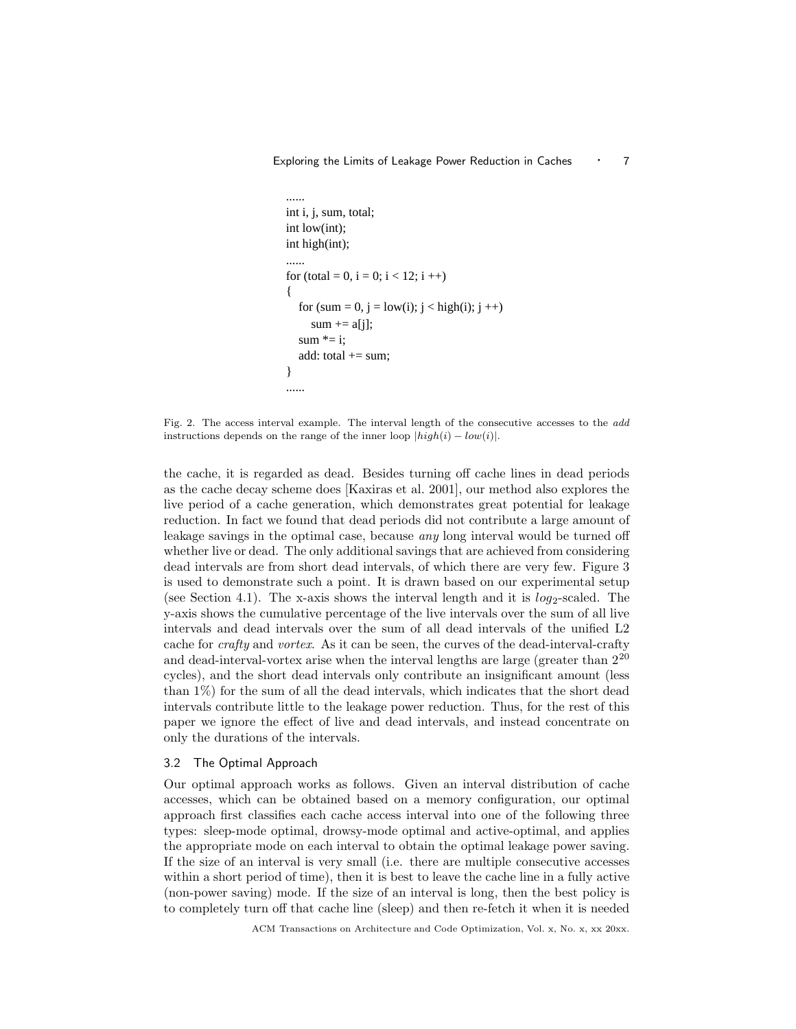```
......
int i, j, sum, total;
int low(int);
int high(int);
......
for (total = 0, i = 0; i < 12; i ++)
{
    for (sum = 0, j = low(i); j < high(i); j ++)
        sum += a[j];
    sum *= i;
    add: total += sum;
}
......
```

Fig. 2. The access interval example. The interval length of the consecutive accesses to the *add* instructions depends on the range of the inner loop $|high(i) - low(i)|$.

the cache, it is regarded as dead. Besides turning off cache lines in dead periods as the cache decay scheme does [Kaxiras et al. 2001], our method also explores the live period of a cache generation, which demonstrates great potential for leakage reduction. In fact we found that dead periods did not contribute a large amount of leakage savings in the optimal case, because *any* long interval would be turned off whether live or dead. The only additional savings that are achieved from considering dead intervals are from short dead intervals, of which there are very few. Figure 3 is used to demonstrate such a point. It is drawn based on our experimental setup (see Section 4.1). The x-axis shows the interval length and it is $log_2$-scaled. The y-axis shows the cumulative percentage of the live intervals over the sum of all live intervals and dead intervals over the sum of all dead intervals of the unified L2 cache for *crafty* and *vortex*. As it can be seen, the curves of the dead-interval-crafty and dead-interval-vortex arise when the interval lengths are large (greater than $2^{20}$ cycles), and the short dead intervals only contribute an insignificant amount (less than 1%) for the sum of all the dead intervals, which indicates that the short dead intervals contribute little to the leakage power reduction. Thus, for the rest of this paper we ignore the effect of live and dead intervals, and instead concentrate on only the durations of the intervals.

### 3.2 The Optimal Approach

Our optimal approach works as follows. Given an interval distribution of cache accesses, which can be obtained based on a memory configuration, our optimal approach first classifies each cache access interval into one of the following three types: sleep-mode optimal, drowsy-mode optimal and active-optimal, and applies the appropriate mode on each interval to obtain the optimal leakage power saving. If the size of an interval is very small (i.e. there are multiple consecutive accesses within a short period of time), then it is best to leave the cache line in a fully active (non-power saving) mode. If the size of an interval is long, then the best policy is to completely turn off that cache line (sleep) and then re-fetch it when it is needed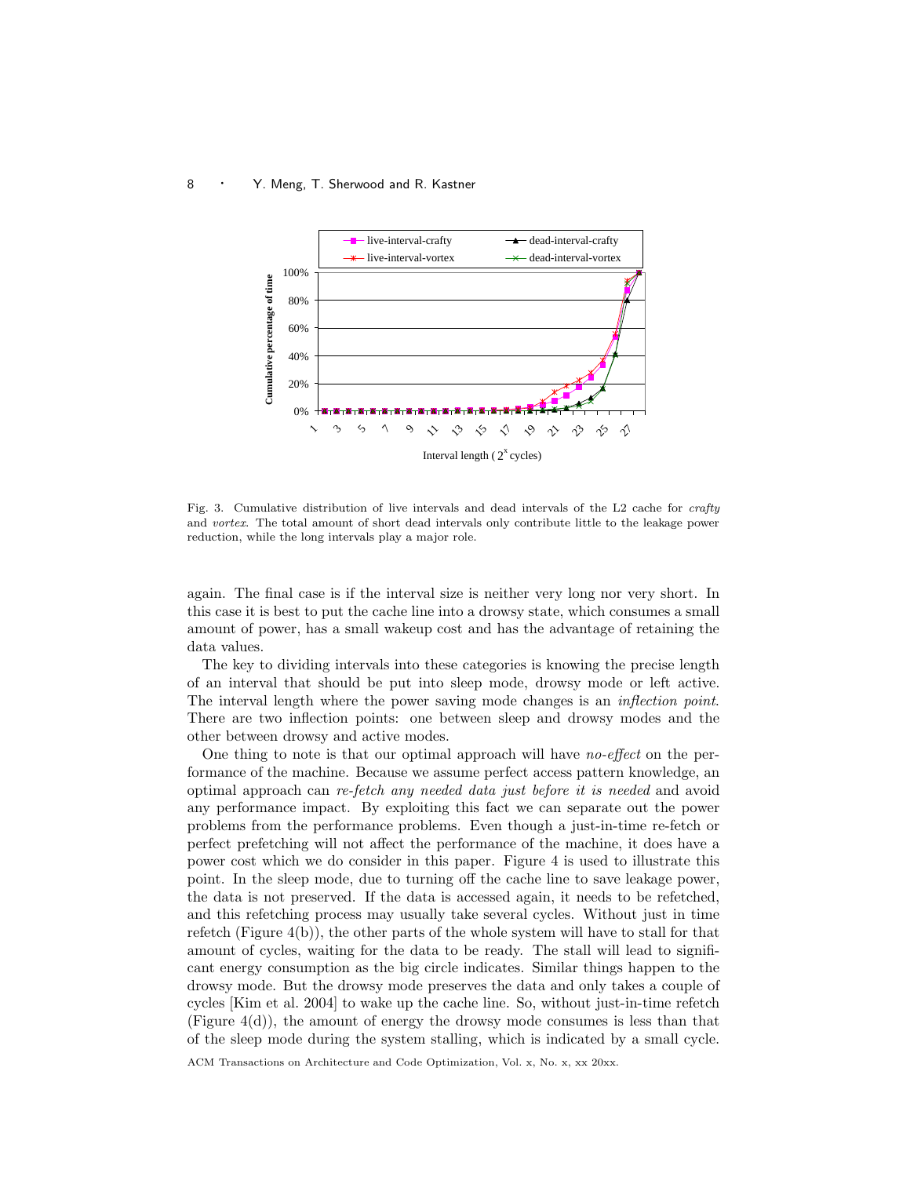Fig. 3. Cumulative distribution of live intervals and dead intervals of the L2 cache for *crafty* and *vortex*. The total amount of short dead intervals only contribute little to the leakage power reduction, while the long intervals play a major role.

again. The final case is if the interval size is neither very long nor very short. In this case it is best to put the cache line into a drowsy state, which consumes a small amount of power, has a small wakeup cost and has the advantage of retaining the data values.

The key to dividing intervals into these categories is knowing the precise length of an interval that should be put into sleep mode, drowsy mode or left active. The interval length where the power saving mode changes is an *inflection point*. There are two inflection points: one between sleep and drowsy modes and the other between drowsy and active modes.

One thing to note is that our optimal approach will have *no-effect* on the performance of the machine. Because we assume perfect access pattern knowledge, an optimal approach can *re-fetch any needed data just before it is needed* and avoid any performance impact. By exploiting this fact we can separate out the power problems from the performance problems. Even though a just-in-time re-fetch or perfect prefetching will not affect the performance of the machine, it does have a power cost which we do consider in this paper. Figure 4 is used to illustrate this point. In the sleep mode, due to turning off the cache line to save leakage power, the data is not preserved. If the data is accessed again, it needs to be refetched, and this refetching process may usually take several cycles. Without just in time refetch (Figure 4(b)), the other parts of the whole system will have to stall for that amount of cycles, waiting for the data to be ready. The stall will lead to significant energy consumption as the big circle indicates. Similar things happen to the drowsy mode. But the drowsy mode preserves the data and only takes a couple of cycles [Kim et al. 2004] to wake up the cache line. So, without just-in-time refetch (Figure 4(d)), the amount of energy the drowsy mode consumes is less than that of the sleep mode during the system stalling, which is indicated by a small cycle.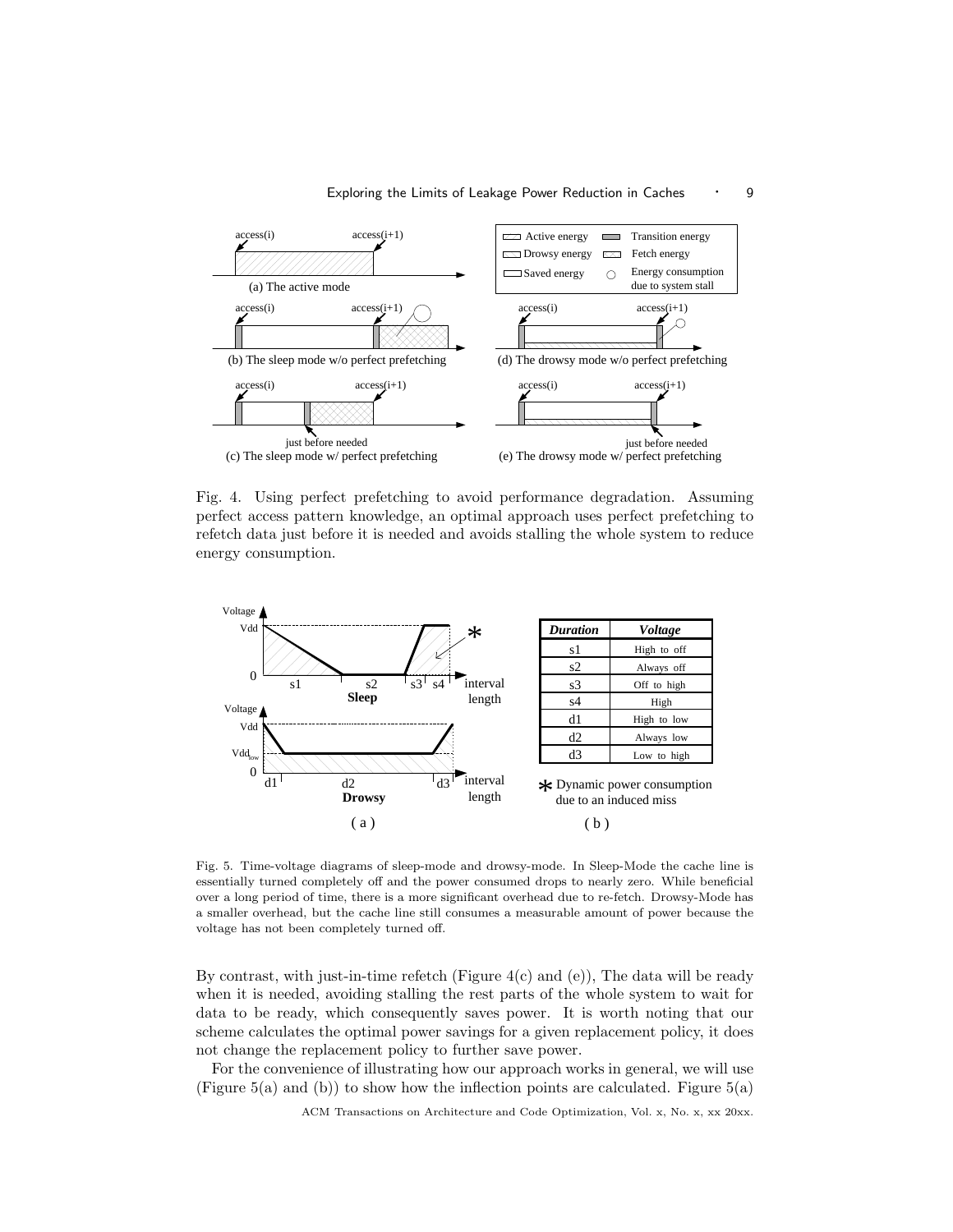Fig. 4. Using perfect prefetching to avoid performance degradation. Assuming perfect access pattern knowledge, an optimal approach uses perfect prefetching to refetch data just before it is needed and avoids stalling the whole system to reduce energy consumption.

| *Duration* | *Voltage* |
|---|---|
| s1 | High to off |
| s2 | Always off |
| s3 | Off to high |
| s4 | High |
| d1 | High to low |
| d2 | Always low |
| d3 | Low to high |

* Dynamic power consumption due to an induced miss

Fig. 5. Time-voltage diagrams of sleep-mode and drowsy-mode. In Sleep-Mode the cache line is essentially turned completely off and the power consumed drops to nearly zero. While beneficial over a long period of time, there is a more significant overhead due to re-fetch. Drowsy-Mode has a smaller overhead, but the cache line still consumes a measurable amount of power because the voltage has not been completely turned off.

By contrast, with just-in-time refetch (Figure 4(c) and (e)), The data will be ready when it is needed, avoiding stalling the rest parts of the whole system to wait for data to be ready, which consequently saves power. It is worth noting that our scheme calculates the optimal power savings for a given replacement policy, it does not change the replacement policy to further save power.

For the convenience of illustrating how our approach works in general, we will use (Figure 5(a) and (b)) to show how the inflection points are calculated. Figure 5(a)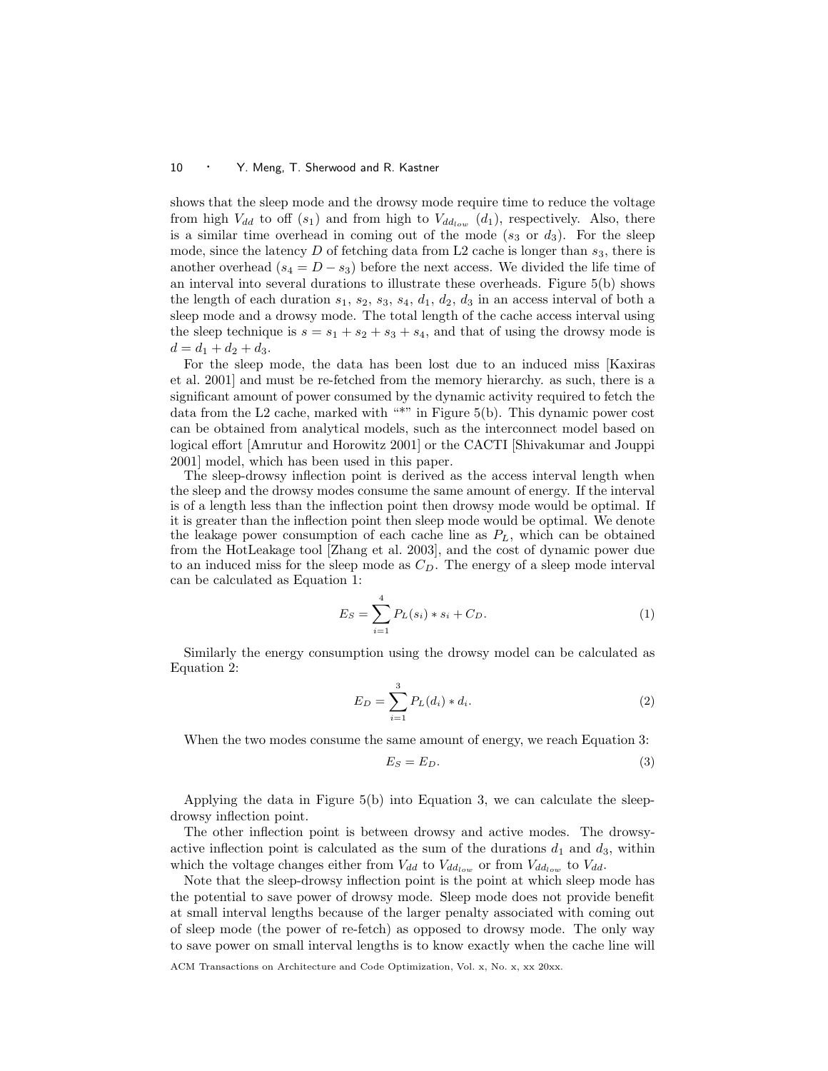shows that the sleep mode and the drowsy mode require time to reduce the voltage from high $V_{dd}$ to off ($s_1$) and from high to $V_{dd_{low}}$ ($d_1$), respectively. Also, there is a similar time overhead in coming out of the mode ($s_3$ or $d_3$). For the sleep mode, since the latency $D$ of fetching data from L2 cache is longer than $s_3$, there is another overhead ($s_4 = D - s_3$) before the next access. We divided the life time of an interval into several durations to illustrate these overheads. Figure 5(b) shows the length of each duration $s_1$, $s_2$, $s_3$, $s_4$, $d_1$, $d_2$, $d_3$ in an access interval of both a sleep mode and a drowsy mode. The total length of the cache access interval using the sleep technique is $s = s_1 + s_2 + s_3 + s_4$, and that of using the drowsy mode is $d = d_1 + d_2 + d_3$.

For the sleep mode, the data has been lost due to an induced miss [Kaxiras et al. 2001] and must be re-fetched from the memory hierarchy. as such, there is a significant amount of power consumed by the dynamic activity required to fetch the data from the L2 cache, marked with "*" in Figure 5(b). This dynamic power cost can be obtained from analytical models, such as the interconnect model based on logical effort [Amrutur and Horowitz 2001] or the CACTI [Shivakumar and Jouppi 2001] model, which has been used in this paper.

The sleep-drowsy inflection point is derived as the access interval length when the sleep and the drowsy modes consume the same amount of energy. If the interval is of a length less than the inflection point then drowsy mode would be optimal. If it is greater than the inflection point then sleep mode would be optimal. We denote the leakage power consumption of each cache line as $P_L$, which can be obtained from the HotLeakage tool [Zhang et al. 2003], and the cost of dynamic power due to an induced miss for the sleep mode as $C_D$. The energy of a sleep mode interval can be calculated as Equation 1:

$$E_S = \sum_{i=1}^{4} P_L(s_i) * s_i + C_D. \tag{1}$$

Similarly the energy consumption using the drowsy model can be calculated as Equation 2:

$$E_D = \sum_{i=1}^{3} P_L(d_i) * d_i. \tag{2}$$

When the two modes consume the same amount of energy, we reach Equation 3:

$$E_S = E_D. \tag{3}$$

Applying the data in Figure 5(b) into Equation 3, we can calculate the sleep-drowsy inflection point.

The other inflection point is between drowsy and active modes. The drowsy-active inflection point is calculated as the sum of the durations $d_1$ and $d_3$, within which the voltage changes either from $V_{dd}$ to $V_{dd_{low}}$ or from $V_{dd_{low}}$ to $V_{dd}$.

Note that the sleep-drowsy inflection point is the point at which sleep mode has the potential to save power of drowsy mode. Sleep mode does not provide benefit at small interval lengths because of the larger penalty associated with coming out of sleep mode (the power of re-fetch) as opposed to drowsy mode. The only way to save power on small interval lengths is to know exactly when the cache line will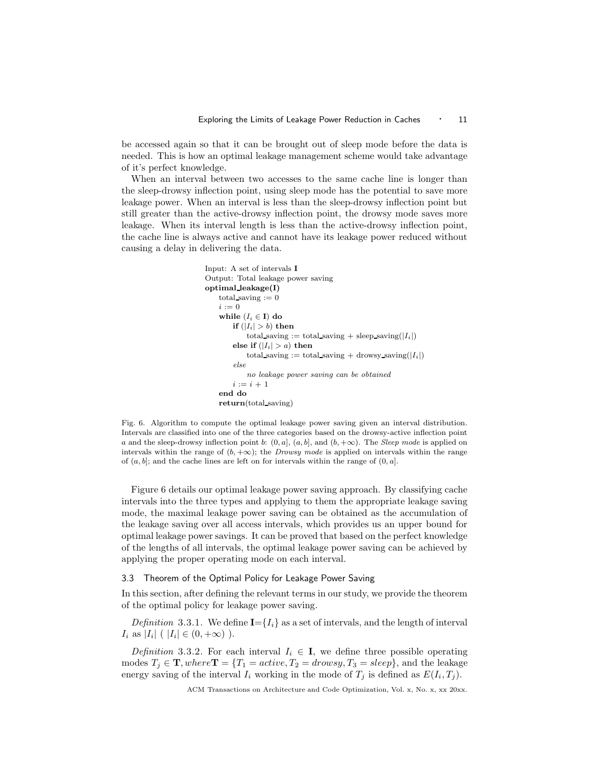be accessed again so that it can be brought out of sleep mode before the data is needed. This is how an optimal leakage management scheme would take advantage of it's perfect knowledge.

When an interval between two accesses to the same cache line is longer than the sleep-drowsy inflection point, using sleep mode has the potential to save more leakage power. When an interval is less than the sleep-drowsy inflection point but still greater than the active-drowsy inflection point, the drowsy mode saves more leakage. When its interval length is less than the active-drowsy inflection point, the cache line is always active and cannot have its leakage power reduced without causing a delay in delivering the data.

```
Input: A set of intervals I
Output: Total leakage power saving
optimal_leakage(I)
    total_saving := 0
    i := 0
    while (I_i ∈ I) do
        if (|I_i| > b) then
            total_saving := total_saving + sleep_saving(|I_i|)
        else if (|I_i| > a) then
            total_saving := total_saving + drowsy_saving(|I_i|)
        else
            no leakage power saving can be obtained
        i := i + 1
    end do
    return(total_saving)
```

Fig. 6. Algorithm to compute the optimal leakage power saving given an interval distribution. Intervals are classified into one of the three categories based on the drowsy-active inflection point $a$ and the sleep-drowsy inflection point $b$: $(0, a]$, $(a, b]$, and $(b, +\infty)$. The *Sleep mode* is applied on intervals within the range of $(b, +\infty)$; the *Drowsy mode* is applied on intervals within the range of $(a, b]$; and the cache lines are left on for intervals within the range of $(0, a]$.

Figure 6 details our optimal leakage power saving approach. By classifying cache intervals into the three types and applying to them the appropriate leakage saving mode, the maximal leakage power saving can be obtained as the accumulation of the leakage saving over all access intervals, which provides us an upper bound for optimal leakage power savings. It can be proved that based on the perfect knowledge of the lengths of all intervals, the optimal leakage power saving can be achieved by applying the proper operating mode on each interval.

### 3.3 Theorem of the Optimal Policy for Leakage Power Saving

In this section, after defining the relevant terms in our study, we provide the theorem of the optimal policy for leakage power saving.

*Definition* 3.3.1. We define $\mathbf{I}=\{I_i\}$ as a set of intervals, and the length of interval $I_i$ as $|I_i|$ ( $|I_i| \in (0, +\infty)$ ).

*Definition* 3.3.2. For each interval $I_i \in \mathbf{I}$, we define three possible operating modes $T_j \in \mathbf{T}, where \mathbf{T} = \{T_1 = active, T_2 = drowsy, T_3 = sleep\}$, and the leakage energy saving of the interval $I_i$ working in the mode of $T_j$ is defined as $E(I_i, T_j)$.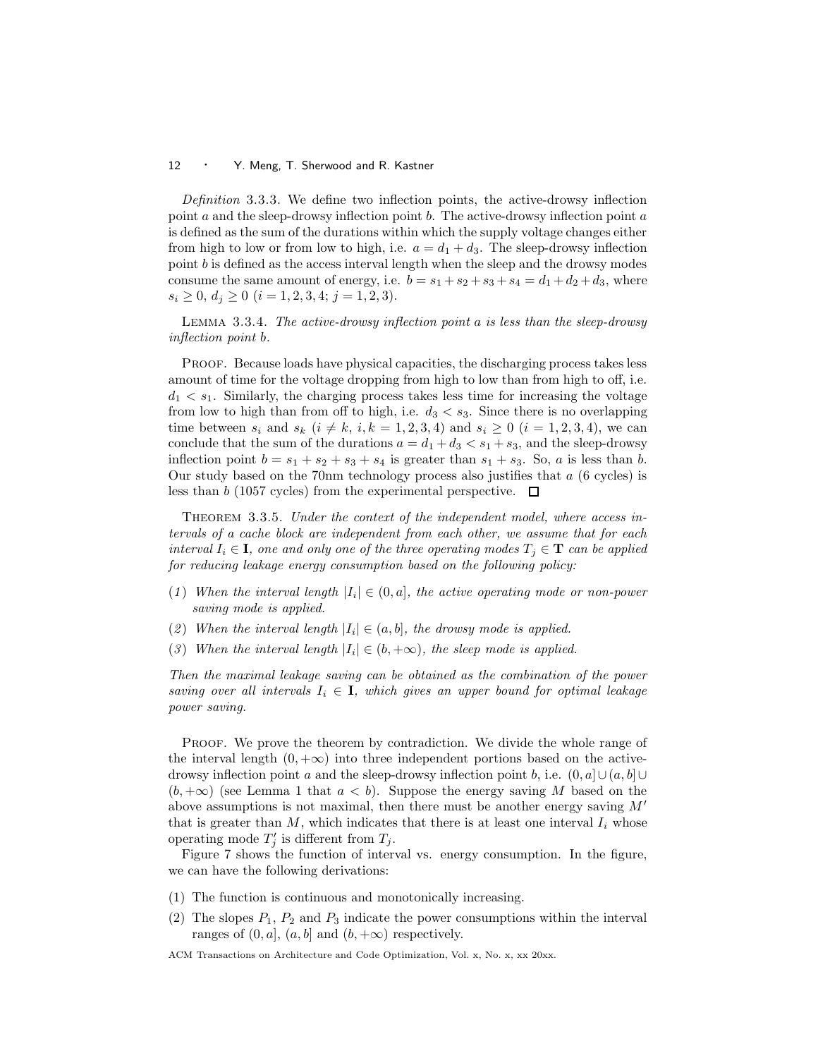*Definition* 3.3.3. We define two inflection points, the active-drowsy inflection point $a$ and the sleep-drowsy inflection point $b$. The active-drowsy inflection point $a$ is defined as the sum of the durations within which the supply voltage changes either from high to low or from low to high, i.e. $a = d_1 + d_3$. The sleep-drowsy inflection point $b$ is defined as the access interval length when the sleep and the drowsy modes consume the same amount of energy, i.e. $b = s_1 + s_2 + s_3 + s_4 = d_1 + d_2 + d_3$, where $s_i \geq 0$, $d_j \geq 0$ ($i = 1, 2, 3, 4$; $j = 1, 2, 3$).

LEMMA 3.3.4. *The active-drowsy inflection point $a$ is less than the sleep-drowsy inflection point $b$.*

PROOF. Because loads have physical capacities, the discharging process takes less amount of time for the voltage dropping from high to low than from high to off, i.e. $d_1 < s_1$. Similarly, the charging process takes less time for increasing the voltage from low to high than from off to high, i.e. $d_3 < s_3$. Since there is no overlapping time between $s_i$ and $s_k$ ($i \neq k$, $i, k = 1, 2, 3, 4$) and $s_i \geq 0$ ($i = 1, 2, 3, 4$), we can conclude that the sum of the durations $a = d_1 + d_3 < s_1 + s_3$, and the sleep-drowsy inflection point $b = s_1 + s_2 + s_3 + s_4$ is greater than $s_1 + s_3$. So, $a$ is less than $b$. Our study based on the 70nm technology process also justifies that $a$ (6 cycles) is less than $b$ (1057 cycles) from the experimental perspective. □

THEOREM 3.3.5. *Under the context of the independent model, where access intervals of a cache block are independent from each other, we assume that for each interval $I_i \in \mathbf{I}$, one and only one of the three operating modes $T_j \in \mathbf{T}$ can be applied for reducing leakage energy consumption based on the following policy:*

(*1*) *When the interval length $|I_i| \in (0, a]$, the active operating mode or non-power saving mode is applied.*

(*2*) *When the interval length $|I_i| \in (a, b]$, the drowsy mode is applied.*

(*3*) *When the interval length $|I_i| \in (b, +\infty)$, the sleep mode is applied.*

*Then the maximal leakage saving can be obtained as the combination of the power saving over all intervals $I_i \in \mathbf{I}$, which gives an upper bound for optimal leakage power saving.*

PROOF. We prove the theorem by contradiction. We divide the whole range of the interval length $(0, +\infty)$ into three independent portions based on the active-drowsy inflection point $a$ and the sleep-drowsy inflection point $b$, i.e. $(0, a] \cup (a, b] \cup (b, +\infty)$ (see Lemma 1 that $a < b$). Suppose the energy saving $M$ based on the above assumptions is not maximal, then there must be another energy saving $M'$ that is greater than $M$, which indicates that there is at least one interval $I_i$ whose operating mode $T'_j$ is different from $T_j$.

Figure 7 shows the function of interval vs. energy consumption. In the figure, we can have the following derivations:

(1) The function is continuous and monotonically increasing.

(2) The slopes $P_1$, $P_2$ and $P_3$ indicate the power consumptions within the interval ranges of $(0, a]$, $(a, b]$ and $(b, +\infty)$ respectively.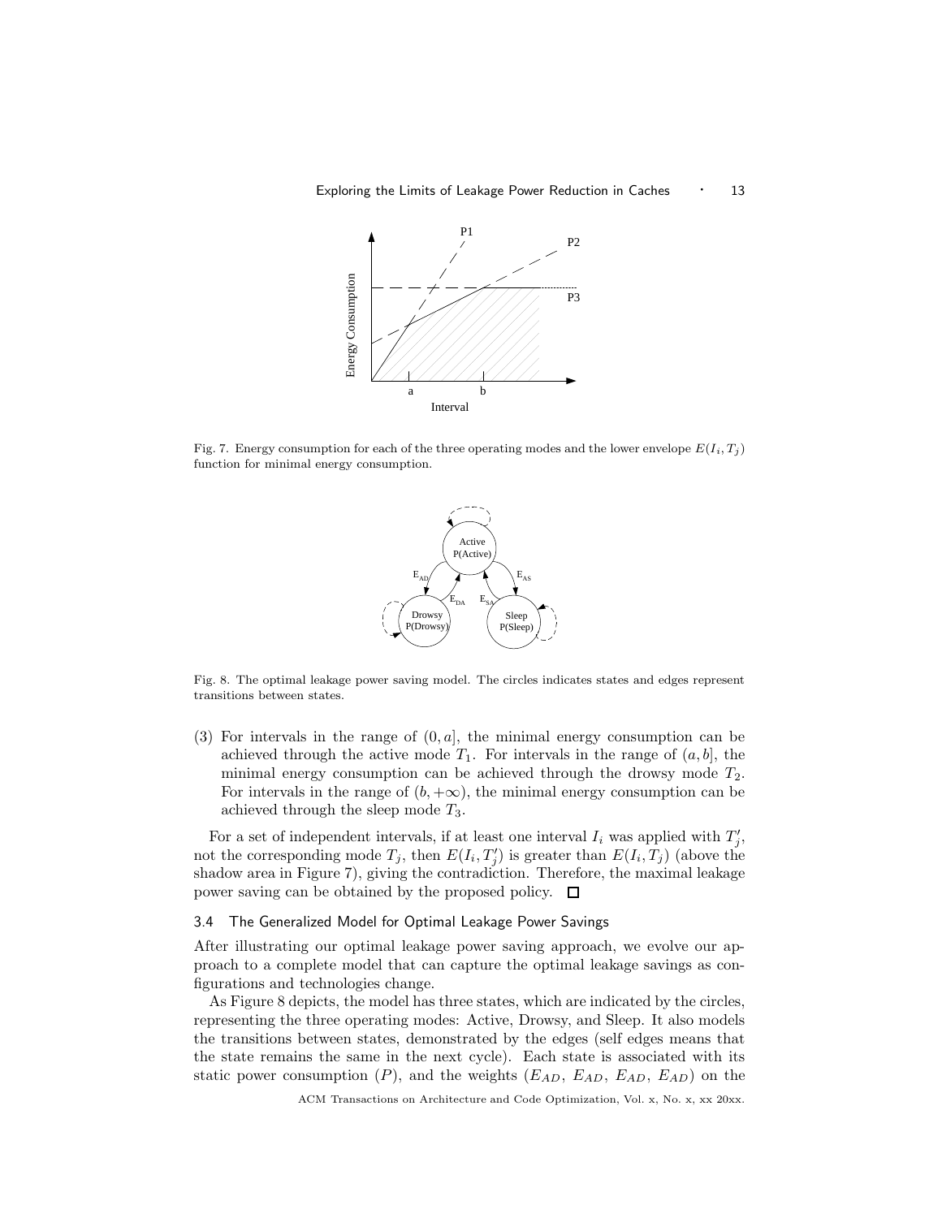Fig. 7. Energy consumption for each of the three operating modes and the lower envelope $E(I_i, T_j)$ function for minimal energy consumption.

Fig. 8. The optimal leakage power saving model. The circles indicates states and edges represent transitions between states.

(3) For intervals in the range of $(0, a]$, the minimal energy consumption can be achieved through the active mode $T_1$. For intervals in the range of $(a, b]$, the minimal energy consumption can be achieved through the drowsy mode $T_2$. For intervals in the range of $(b, +\infty)$, the minimal energy consumption can be achieved through the sleep mode $T_3$.

For a set of independent intervals, if at least one interval $I_i$ was applied with $T'_j$, not the corresponding mode $T_j$, then $E(I_i, T'_j)$ is greater than $E(I_i, T_j)$ (above the shadow area in Figure 7), giving the contradiction. Therefore, the maximal leakage power saving can be obtained by the proposed policy. □

### 3.4 The Generalized Model for Optimal Leakage Power Savings

After illustrating our optimal leakage power saving approach, we evolve our approach to a complete model that can capture the optimal leakage savings as configurations and technologies change.

As Figure 8 depicts, the model has three states, which are indicated by the circles, representing the three operating modes: Active, Drowsy, and Sleep. It also models the transitions between states, demonstrated by the edges (self edges means that the state remains the same in the next cycle). Each state is associated with its static power consumption ($P$), and the weights ($E_{AD}$, $E_{AD}$, $E_{AD}$, $E_{AD}$) on the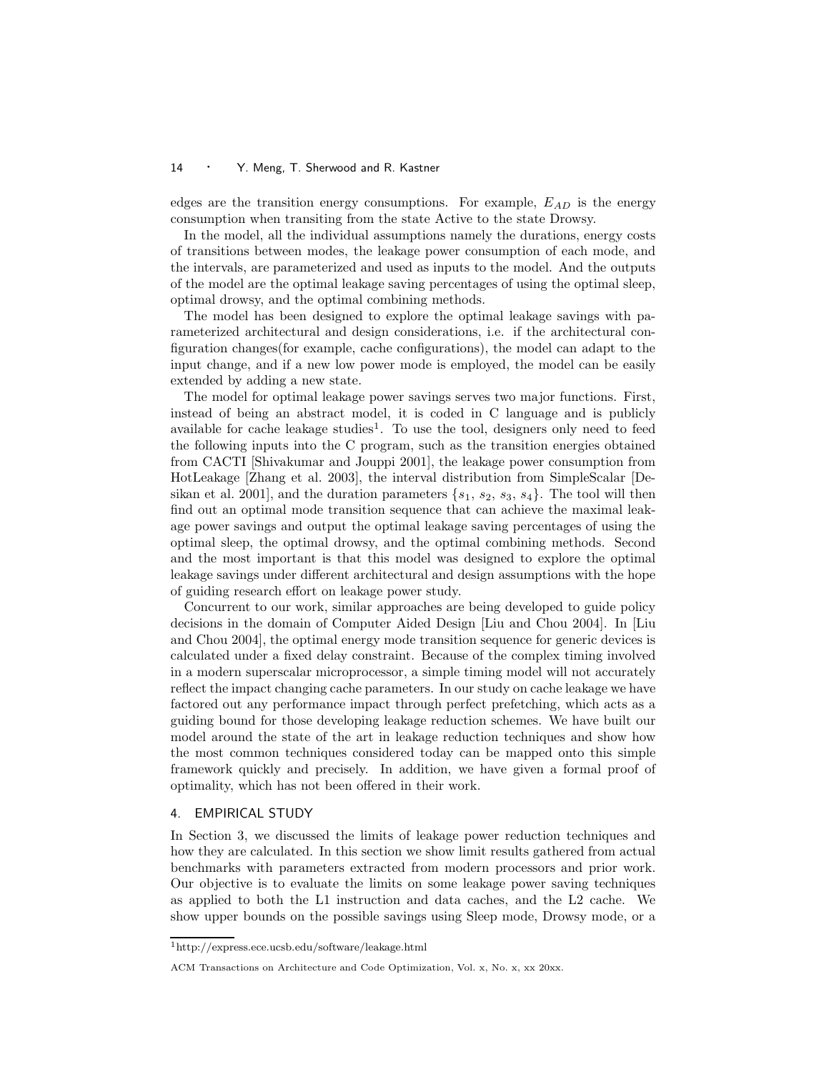edges are the transition energy consumptions. For example, $E_{AD}$ is the energy consumption when transiting from the state Active to the state Drowsy.

In the model, all the individual assumptions namely the durations, energy costs of transitions between modes, the leakage power consumption of each mode, and the intervals, are parameterized and used as inputs to the model. And the outputs of the model are the optimal leakage saving percentages of using the optimal sleep, optimal drowsy, and the optimal combining methods.

The model has been designed to explore the optimal leakage savings with parameterized architectural and design considerations, i.e. if the architectural configuration changes(for example, cache configurations), the model can adapt to the input change, and if a new low power mode is employed, the model can be easily extended by adding a new state.

The model for optimal leakage power savings serves two major functions. First, instead of being an abstract model, it is coded in C language and is publicly available for cache leakage studies[1]. To use the tool, designers only need to feed the following inputs into the C program, such as the transition energies obtained from CACTI [Shivakumar and Jouppi 2001], the leakage power consumption from HotLeakage [Zhang et al. 2003], the interval distribution from SimpleScalar [Desikan et al. 2001], and the duration parameters $\{s_1, s_2, s_3, s_4\}$. The tool will then find out an optimal mode transition sequence that can achieve the maximal leakage power savings and output the optimal leakage saving percentages of using the optimal sleep, the optimal drowsy, and the optimal combining methods. Second and the most important is that this model was designed to explore the optimal leakage savings under different architectural and design assumptions with the hope of guiding research effort on leakage power study.

Concurrent to our work, similar approaches are being developed to guide policy decisions in the domain of Computer Aided Design [Liu and Chou 2004]. In [Liu and Chou 2004], the optimal energy mode transition sequence for generic devices is calculated under a fixed delay constraint. Because of the complex timing involved in a modern superscalar microprocessor, a simple timing model will not accurately reflect the impact changing cache parameters. In our study on cache leakage we have factored out any performance impact through perfect prefetching, which acts as a guiding bound for those developing leakage reduction schemes. We have built our model around the state of the art in leakage reduction techniques and show how the most common techniques considered today can be mapped onto this simple framework quickly and precisely. In addition, we have given a formal proof of optimality, which has not been offered in their work.

## 4. EMPIRICAL STUDY

In Section 3, we discussed the limits of leakage power reduction techniques and how they are calculated. In this section we show limit results gathered from actual benchmarks with parameters extracted from modern processors and prior work. Our objective is to evaluate the limits on some leakage power saving techniques as applied to both the L1 instruction and data caches, and the L2 cache. We show upper bounds on the possible savings using Sleep mode, Drowsy mode, or a

[1] http://express.ece.ucsb.edu/software/leakage.html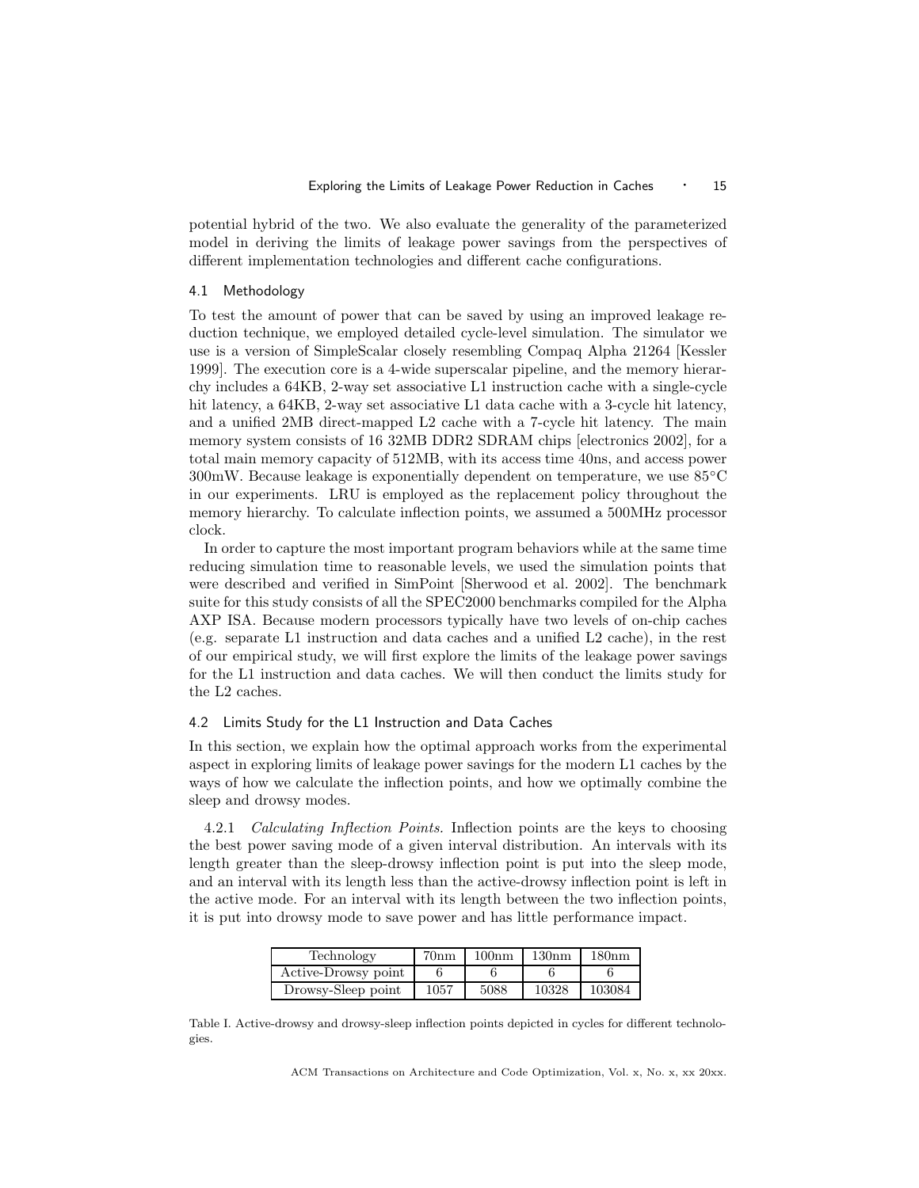potential hybrid of the two. We also evaluate the generality of the parameterized model in deriving the limits of leakage power savings from the perspectives of different implementation technologies and different cache configurations.

### 4.1 Methodology

To test the amount of power that can be saved by using an improved leakage reduction technique, we employed detailed cycle-level simulation. The simulator we use is a version of SimpleScalar closely resembling Compaq Alpha 21264 [Kessler 1999]. The execution core is a 4-wide superscalar pipeline, and the memory hierarchy includes a 64KB, 2-way set associative L1 instruction cache with a single-cycle hit latency, a 64KB, 2-way set associative L1 data cache with a 3-cycle hit latency, and a unified 2MB direct-mapped L2 cache with a 7-cycle hit latency. The main memory system consists of 16 32MB DDR2 SDRAM chips [electronics 2002], for a total main memory capacity of 512MB, with its access time 40ns, and access power 300mW. Because leakage is exponentially dependent on temperature, we use 85°C in our experiments. LRU is employed as the replacement policy throughout the memory hierarchy. To calculate inflection points, we assumed a 500MHz processor clock.

In order to capture the most important program behaviors while at the same time reducing simulation time to reasonable levels, we used the simulation points that were described and verified in SimPoint [Sherwood et al. 2002]. The benchmark suite for this study consists of all the SPEC2000 benchmarks compiled for the Alpha AXP ISA. Because modern processors typically have two levels of on-chip caches (e.g. separate L1 instruction and data caches and a unified L2 cache), in the rest of our empirical study, we will first explore the limits of the leakage power savings for the L1 instruction and data caches. We will then conduct the limits study for the L2 caches.

### 4.2 Limits Study for the L1 Instruction and Data Caches

In this section, we explain how the optimal approach works from the experimental aspect in exploring limits of leakage power savings for the modern L1 caches by the ways of how we calculate the inflection points, and how we optimally combine the sleep and drowsy modes.

4.2.1 *Calculating Inflection Points.* Inflection points are the keys to choosing the best power saving mode of a given interval distribution. An intervals with its length greater than the sleep-drowsy inflection point is put into the sleep mode, and an interval with its length less than the active-drowsy inflection point is left in the active mode. For an interval with its length between the two inflection points, it is put into drowsy mode to save power and has little performance impact.

| Technology | 70nm | 100nm | 130nm | 180nm |
|---|---|---|---|---|
| Active-Drowsy point | 6 | 6 | 6 | 6 |
| Drowsy-Sleep point | 1057 | 5088 | 10328 | 103084 |

Table I. Active-drowsy and drowsy-sleep inflection points depicted in cycles for different technologies.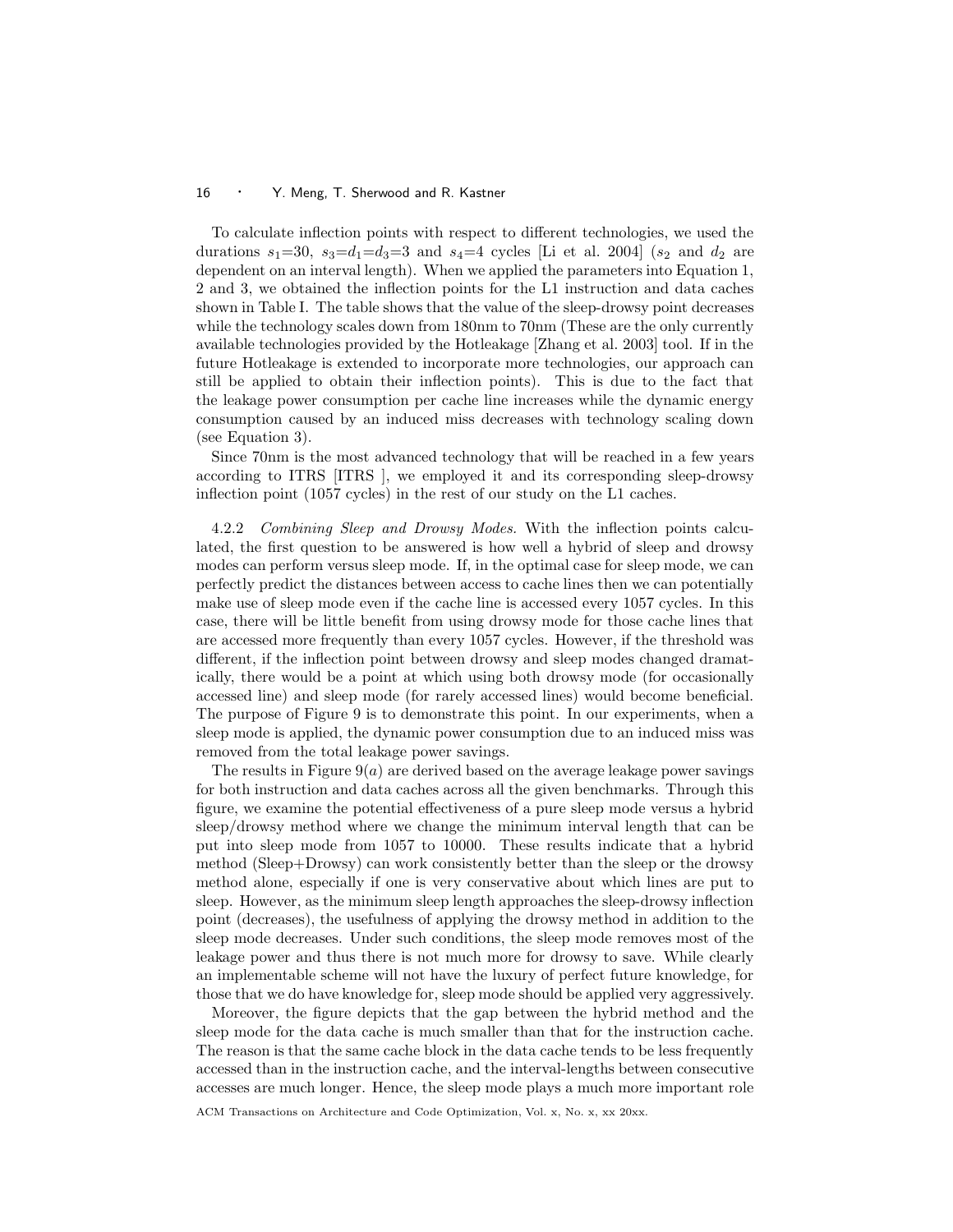To calculate inflection points with respect to different technologies, we used the durations $s_1$=30, $s_3$=$d_1$=$d_3$=3 and $s_4$=4 cycles [Li et al. 2004] ($s_2$ and $d_2$ are dependent on an interval length). When we applied the parameters into Equation 1, 2 and 3, we obtained the inflection points for the L1 instruction and data caches shown in Table I. The table shows that the value of the sleep-drowsy point decreases while the technology scales down from 180nm to 70nm (These are the only currently available technologies provided by the Hotleakage [Zhang et al. 2003] tool. If in the future Hotleakage is extended to incorporate more technologies, our approach can still be applied to obtain their inflection points). This is due to the fact that the leakage power consumption per cache line increases while the dynamic energy consumption caused by an induced miss decreases with technology scaling down (see Equation 3).

Since 70nm is the most advanced technology that will be reached in a few years according to ITRS [ITRS ], we employed it and its corresponding sleep-drowsy inflection point (1057 cycles) in the rest of our study on the L1 caches.

4.2.2 *Combining Sleep and Drowsy Modes.* With the inflection points calculated, the first question to be answered is how well a hybrid of sleep and drowsy modes can perform versus sleep mode. If, in the optimal case for sleep mode, we can perfectly predict the distances between access to cache lines then we can potentially make use of sleep mode even if the cache line is accessed every 1057 cycles. In this case, there will be little benefit from using drowsy mode for those cache lines that are accessed more frequently than every 1057 cycles. However, if the threshold was different, if the inflection point between drowsy and sleep modes changed dramatically, there would be a point at which using both drowsy mode (for occasionally accessed line) and sleep mode (for rarely accessed lines) would become beneficial. The purpose of Figure 9 is to demonstrate this point. In our experiments, when a sleep mode is applied, the dynamic power consumption due to an induced miss was removed from the total leakage power savings.

The results in Figure 9($a$) are derived based on the average leakage power savings for both instruction and data caches across all the given benchmarks. Through this figure, we examine the potential effectiveness of a pure sleep mode versus a hybrid sleep/drowsy method where we change the minimum interval length that can be put into sleep mode from 1057 to 10000. These results indicate that a hybrid method (Sleep+Drowsy) can work consistently better than the sleep or the drowsy method alone, especially if one is very conservative about which lines are put to sleep. However, as the minimum sleep length approaches the sleep-drowsy inflection point (decreases), the usefulness of applying the drowsy method in addition to the sleep mode decreases. Under such conditions, the sleep mode removes most of the leakage power and thus there is not much more for drowsy to save. While clearly an implementable scheme will not have the luxury of perfect future knowledge, for those that we do have knowledge for, sleep mode should be applied very aggressively.

Moreover, the figure depicts that the gap between the hybrid method and the sleep mode for the data cache is much smaller than that for the instruction cache. The reason is that the same cache block in the data cache tends to be less frequently accessed than in the instruction cache, and the interval-lengths between consecutive accesses are much longer. Hence, the sleep mode plays a much more important role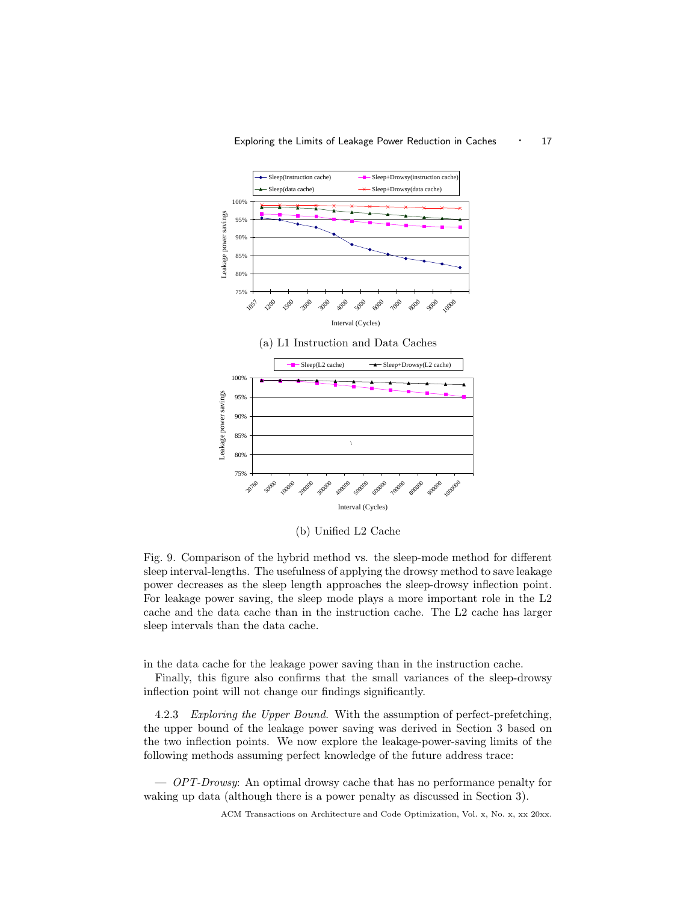(a) L1 Instruction and Data Caches

(b) Unified L2 Cache

Fig. 9. Comparison of the hybrid method vs. the sleep-mode method for different sleep interval-lengths. The usefulness of applying the drowsy method to save leakage power decreases as the sleep length approaches the sleep-drowsy inflection point. For leakage power saving, the sleep mode plays a more important role in the L2 cache and the data cache than in the instruction cache. The L2 cache has larger sleep intervals than the data cache.

in the data cache for the leakage power saving than in the instruction cache.

Finally, this figure also confirms that the small variances of the sleep-drowsy inflection point will not change our findings significantly.

4.2.3 *Exploring the Upper Bound.* With the assumption of perfect-prefetching, the upper bound of the leakage power saving was derived in Section 3 based on the two inflection points. We now explore the leakage-power-saving limits of the following methods assuming perfect knowledge of the future address trace:

— *OPT-Drowsy*: An optimal drowsy cache that has no performance penalty for waking up data (although there is a power penalty as discussed in Section 3).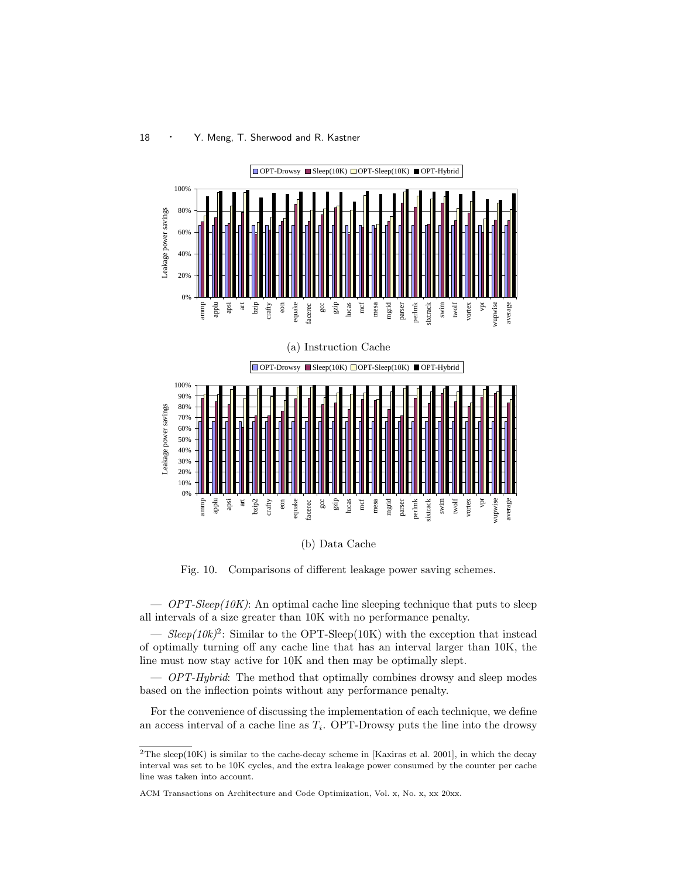(a) Instruction Cache

(b) Data Cache

Fig. 10. Comparisons of different leakage power saving schemes.

— *OPT-Sleep(10K)*: An optimal cache line sleeping technique that puts to sleep all intervals of a size greater than 10K with no performance penalty.

— *Sleep(10k)*[2]: Similar to the OPT-Sleep(10K) with the exception that instead of optimally turning off any cache line that has an interval larger than 10K, the line must now stay active for 10K and then may be optimally slept.

— *OPT-Hybrid*: The method that optimally combines drowsy and sleep modes based on the inflection points without any performance penalty.

For the convenience of discussing the implementation of each technique, we define an access interval of a cache line as $T_i$. OPT-Drowsy puts the line into the drowsy

[2] The sleep(10K) is similar to the cache-decay scheme in [Kaxiras et al. 2001], in which the decay interval was set to be 10K cycles, and the extra leakage power consumed by the counter per cache line was taken into account.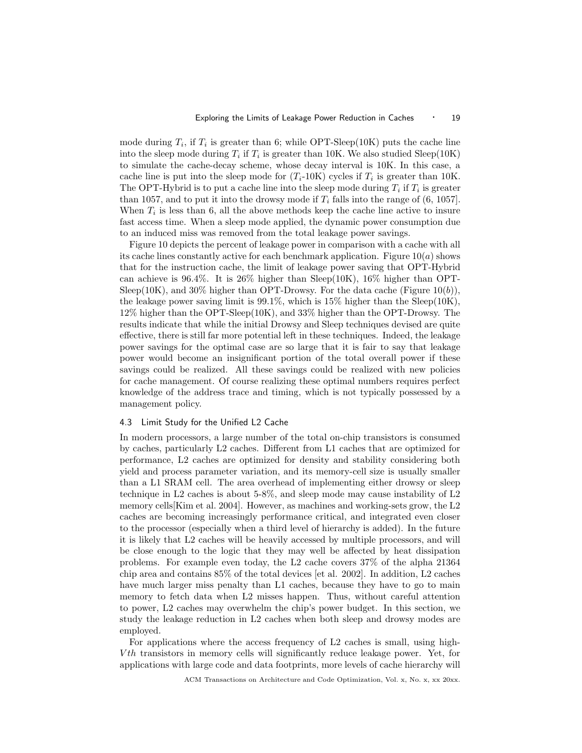mode during $T_i$, if $T_i$ is greater than 6; while OPT-Sleep(10K) puts the cache line into the sleep mode during $T_i$ if $T_i$ is greater than 10K. We also studied Sleep(10K) to simulate the cache-decay scheme, whose decay interval is 10K. In this case, a cache line is put into the sleep mode for ($T_i$-10K) cycles if $T_i$ is greater than 10K. The OPT-Hybrid is to put a cache line into the sleep mode during $T_i$ if $T_i$ is greater than 1057, and to put it into the drowsy mode if $T_i$ falls into the range of (6, 1057]. When $T_i$ is less than 6, all the above methods keep the cache line active to insure fast access time. When a sleep mode applied, the dynamic power consumption due to an induced miss was removed from the total leakage power savings.

Figure 10 depicts the percent of leakage power in comparison with a cache with all its cache lines constantly active for each benchmark application. Figure 10($a$) shows that for the instruction cache, the limit of leakage power saving that OPT-Hybrid can achieve is 96.4%. It is 26% higher than Sleep(10K), 16% higher than OPT-Sleep(10K), and 30% higher than OPT-Drowsy. For the data cache (Figure 10($b$)), the leakage power saving limit is 99.1%, which is 15% higher than the Sleep(10K), 12% higher than the OPT-Sleep(10K), and 33% higher than the OPT-Drowsy. The results indicate that while the initial Drowsy and Sleep techniques devised are quite effective, there is still far more potential left in these techniques. Indeed, the leakage power savings for the optimal case are so large that it is fair to say that leakage power would become an insignificant portion of the total overall power if these savings could be realized. All these savings could be realized with new policies for cache management. Of course realizing these optimal numbers requires perfect knowledge of the address trace and timing, which is not typically possessed by a management policy.

### 4.3 Limit Study for the Unified L2 Cache

In modern processors, a large number of the total on-chip transistors is consumed by caches, particularly L2 caches. Different from L1 caches that are optimized for performance, L2 caches are optimized for density and stability considering both yield and process parameter variation, and its memory-cell size is usually smaller than a L1 SRAM cell. The area overhead of implementing either drowsy or sleep technique in L2 caches is about 5-8%, and sleep mode may cause instability of L2 memory cells[Kim et al. 2004]. However, as machines and working-sets grow, the L2 caches are becoming increasingly performance critical, and integrated even closer to the processor (especially when a third level of hierarchy is added). In the future it is likely that L2 caches will be heavily accessed by multiple processors, and will be close enough to the logic that they may well be affected by heat dissipation problems. For example even today, the L2 cache covers 37% of the alpha 21364 chip area and contains 85% of the total devices [et al. 2002]. In addition, L2 caches have much larger miss penalty than L1 caches, because they have to go to main memory to fetch data when L2 misses happen. Thus, without careful attention to power, L2 caches may overwhelm the chip's power budget. In this section, we study the leakage reduction in L2 caches when both sleep and drowsy modes are employed.

For applications where the access frequency of L2 caches is small, using high-$Vth$ transistors in memory cells will significantly reduce leakage power. Yet, for applications with large code and data footprints, more levels of cache hierarchy will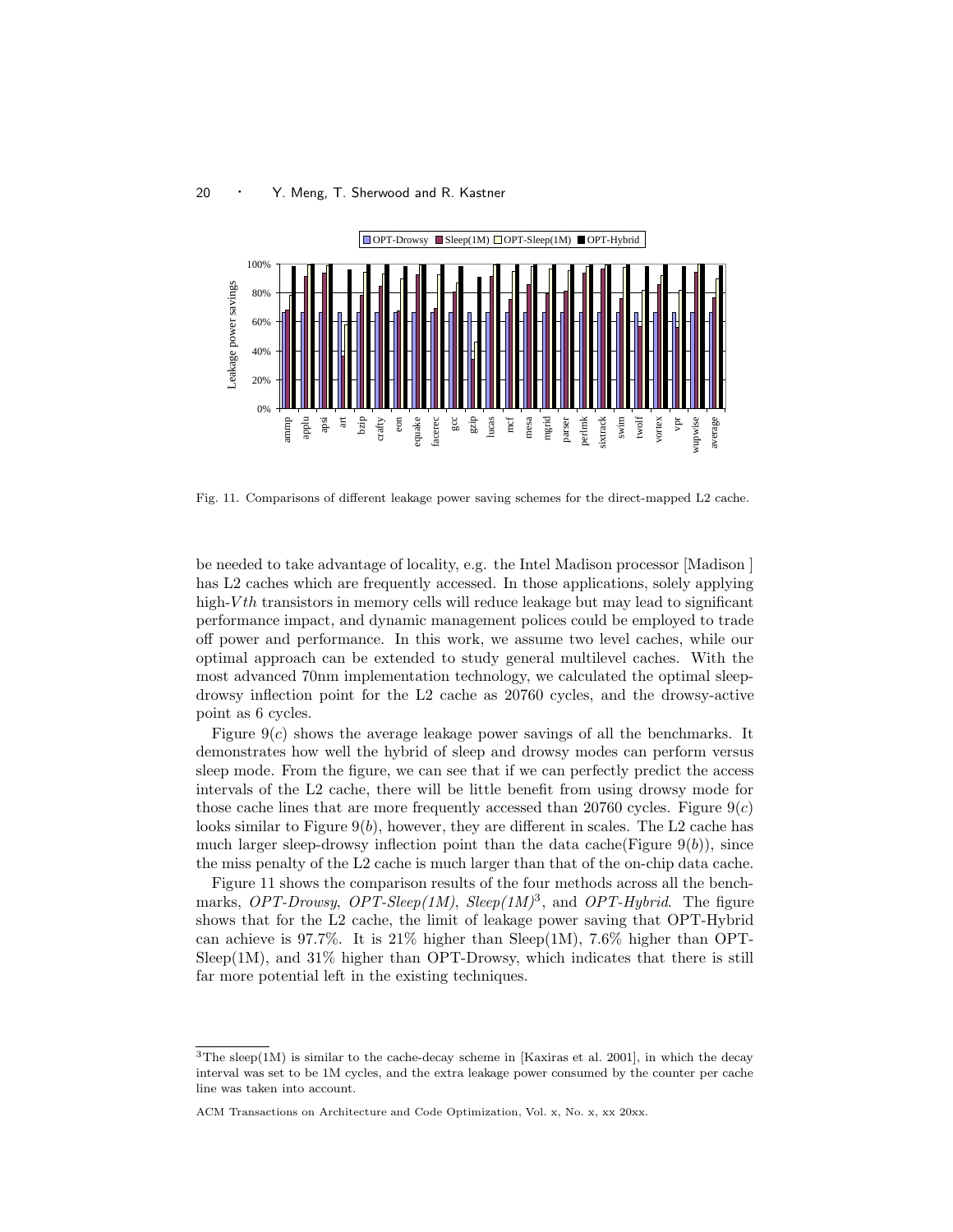Fig. 11. Comparisons of different leakage power saving schemes for the direct-mapped L2 cache.

be needed to take advantage of locality, e.g. the Intel Madison processor [Madison ] has L2 caches which are frequently accessed. In those applications, solely applying high-$Vth$ transistors in memory cells will reduce leakage but may lead to significant performance impact, and dynamic management polices could be employed to trade off power and performance. In this work, we assume two level caches, while our optimal approach can be extended to study general multilevel caches. With the most advanced 70nm implementation technology, we calculated the optimal sleep-drowsy inflection point for the L2 cache as 20760 cycles, and the drowsy-active point as 6 cycles.

Figure 9($c$) shows the average leakage power savings of all the benchmarks. It demonstrates how well the hybrid of sleep and drowsy modes can perform versus sleep mode. From the figure, we can see that if we can perfectly predict the access intervals of the L2 cache, there will be little benefit from using drowsy mode for those cache lines that are more frequently accessed than 20760 cycles. Figure 9($c$) looks similar to Figure 9($b$), however, they are different in scales. The L2 cache has much larger sleep-drowsy inflection point than the data cache(Figure 9($b$)), since the miss penalty of the L2 cache is much larger than that of the on-chip data cache.

Figure 11 shows the comparison results of the four methods across all the benchmarks, *OPT-Drowsy*, *OPT-Sleep(1M)*, *Sleep(1M)*[3], and *OPT-Hybrid*. The figure shows that for the L2 cache, the limit of leakage power saving that OPT-Hybrid can achieve is 97.7%. It is 21% higher than Sleep(1M), 7.6% higher than OPT-Sleep(1M), and 31% higher than OPT-Drowsy, which indicates that there is still far more potential left in the existing techniques.

[3]The sleep(1M) is similar to the cache-decay scheme in [Kaxiras et al. 2001], in which the decay interval was set to be 1M cycles, and the extra leakage power consumed by the counter per cache line was taken into account.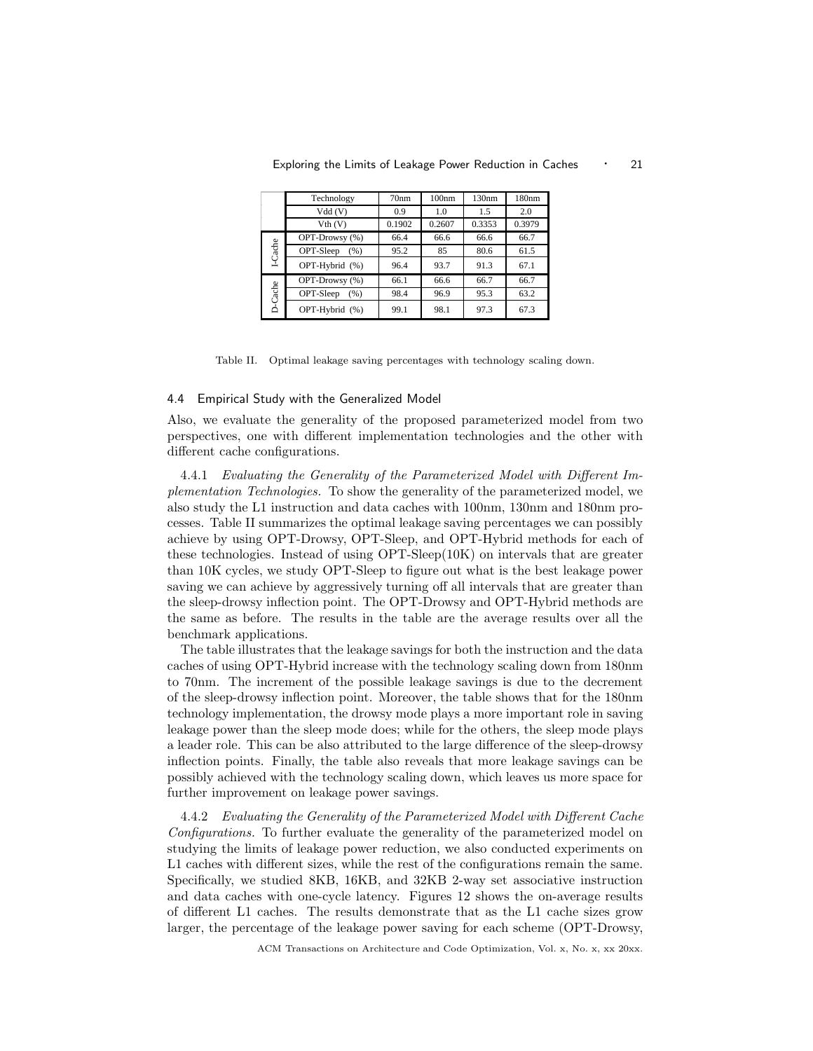| | Technology | 70nm | 100nm | 130nm | 180nm |
|---|---|---|---|---|---|
| | Vdd (V) | 0.9 | 1.0 | 1.5 | 2.0 |
| | Vth (V) | 0.1902 | 0.2607 | 0.3353 | 0.3979 |
| I-Cache | OPT-Drowsy (%) | 66.4 | 66.6 | 66.6 | 66.7 |
| | OPT-Sleep (%) | 95.2 | 85 | 80.6 | 61.5 |
| | OPT-Hybrid (%) | 96.4 | 93.7 | 91.3 | 67.1 |
| D-Cache | OPT-Drowsy (%) | 66.1 | 66.6 | 66.7 | 66.7 |
| | OPT-Sleep (%) | 98.4 | 96.9 | 95.3 | 63.2 |
| | OPT-Hybrid (%) | 99.1 | 98.1 | 97.3 | 67.3 |

Table II. Optimal leakage saving percentages with technology scaling down.

### 4.4 Empirical Study with the Generalized Model

Also, we evaluate the generality of the proposed parameterized model from two perspectives, one with different implementation technologies and the other with different cache configurations.

4.4.1 *Evaluating the Generality of the Parameterized Model with Different Implementation Technologies.* To show the generality of the parameterized model, we also study the L1 instruction and data caches with 100nm, 130nm and 180nm processes. Table II summarizes the optimal leakage saving percentages we can possibly achieve by using OPT-Drowsy, OPT-Sleep, and OPT-Hybrid methods for each of these technologies. Instead of using OPT-Sleep(10K) on intervals that are greater than 10K cycles, we study OPT-Sleep to figure out what is the best leakage power saving we can achieve by aggressively turning off all intervals that are greater than the sleep-drowsy inflection point. The OPT-Drowsy and OPT-Hybrid methods are the same as before. The results in the table are the average results over all the benchmark applications.

The table illustrates that the leakage savings for both the instruction and the data caches of using OPT-Hybrid increase with the technology scaling down from 180nm to 70nm. The increment of the possible leakage savings is due to the decrement of the sleep-drowsy inflection point. Moreover, the table shows that for the 180nm technology implementation, the drowsy mode plays a more important role in saving leakage power than the sleep mode does; while for the others, the sleep mode plays a leader role. This can be also attributed to the large difference of the sleep-drowsy inflection points. Finally, the table also reveals that more leakage savings can be possibly achieved with the technology scaling down, which leaves us more space for further improvement on leakage power savings.

4.4.2 *Evaluating the Generality of the Parameterized Model with Different Cache Configurations.* To further evaluate the generality of the parameterized model on studying the limits of leakage power reduction, we also conducted experiments on L1 caches with different sizes, while the rest of the configurations remain the same. Specifically, we studied 8KB, 16KB, and 32KB 2-way set associative instruction and data caches with one-cycle latency. Figures 12 shows the on-average results of different L1 caches. The results demonstrate that as the L1 cache sizes grow larger, the percentage of the leakage power saving for each scheme (OPT-Drowsy,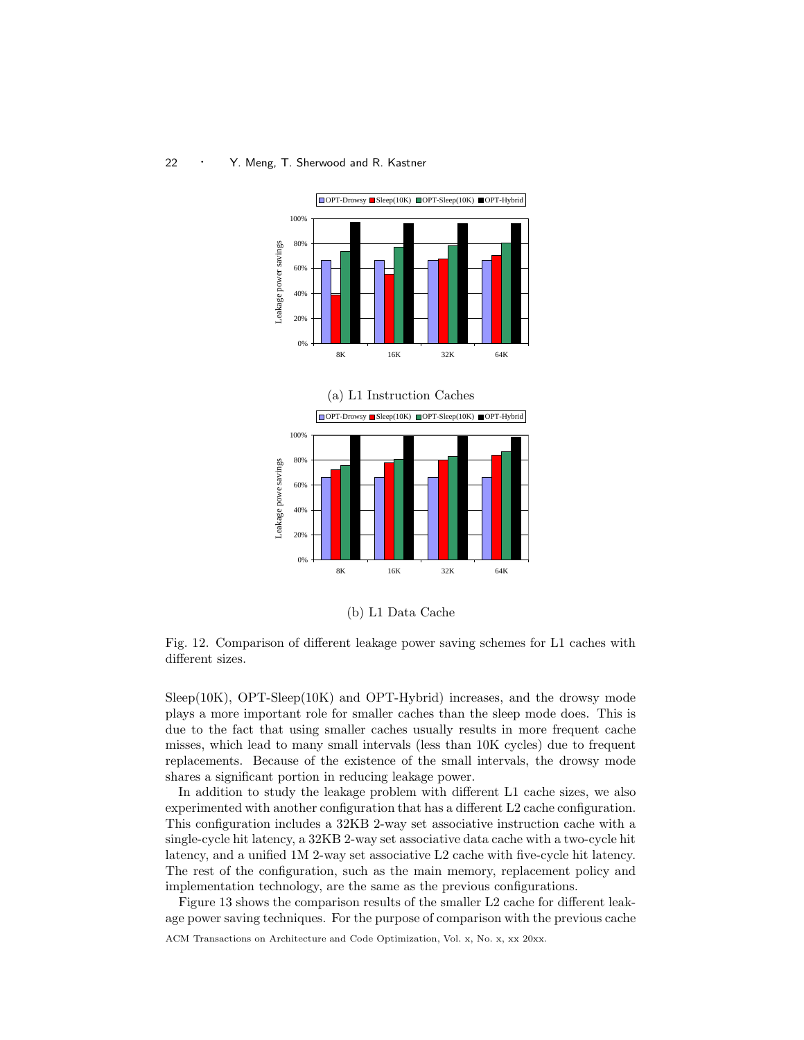(a) L1 Instruction Caches

(b) L1 Data Cache

Fig. 12. Comparison of different leakage power saving schemes for L1 caches with different sizes.

Sleep(10K), OPT-Sleep(10K) and OPT-Hybrid) increases, and the drowsy mode plays a more important role for smaller caches than the sleep mode does. This is due to the fact that using smaller caches usually results in more frequent cache misses, which lead to many small intervals (less than 10K cycles) due to frequent replacements. Because of the existence of the small intervals, the drowsy mode shares a significant portion in reducing leakage power.

In addition to study the leakage problem with different L1 cache sizes, we also experimented with another configuration that has a different L2 cache configuration. This configuration includes a 32KB 2-way set associative instruction cache with a single-cycle hit latency, a 32KB 2-way set associative data cache with a two-cycle hit latency, and a unified 1M 2-way set associative L2 cache with five-cycle hit latency. The rest of the configuration, such as the main memory, replacement policy and implementation technology, are the same as the previous configurations.

Figure 13 shows the comparison results of the smaller L2 cache for different leakage power saving techniques. For the purpose of comparison with the previous cache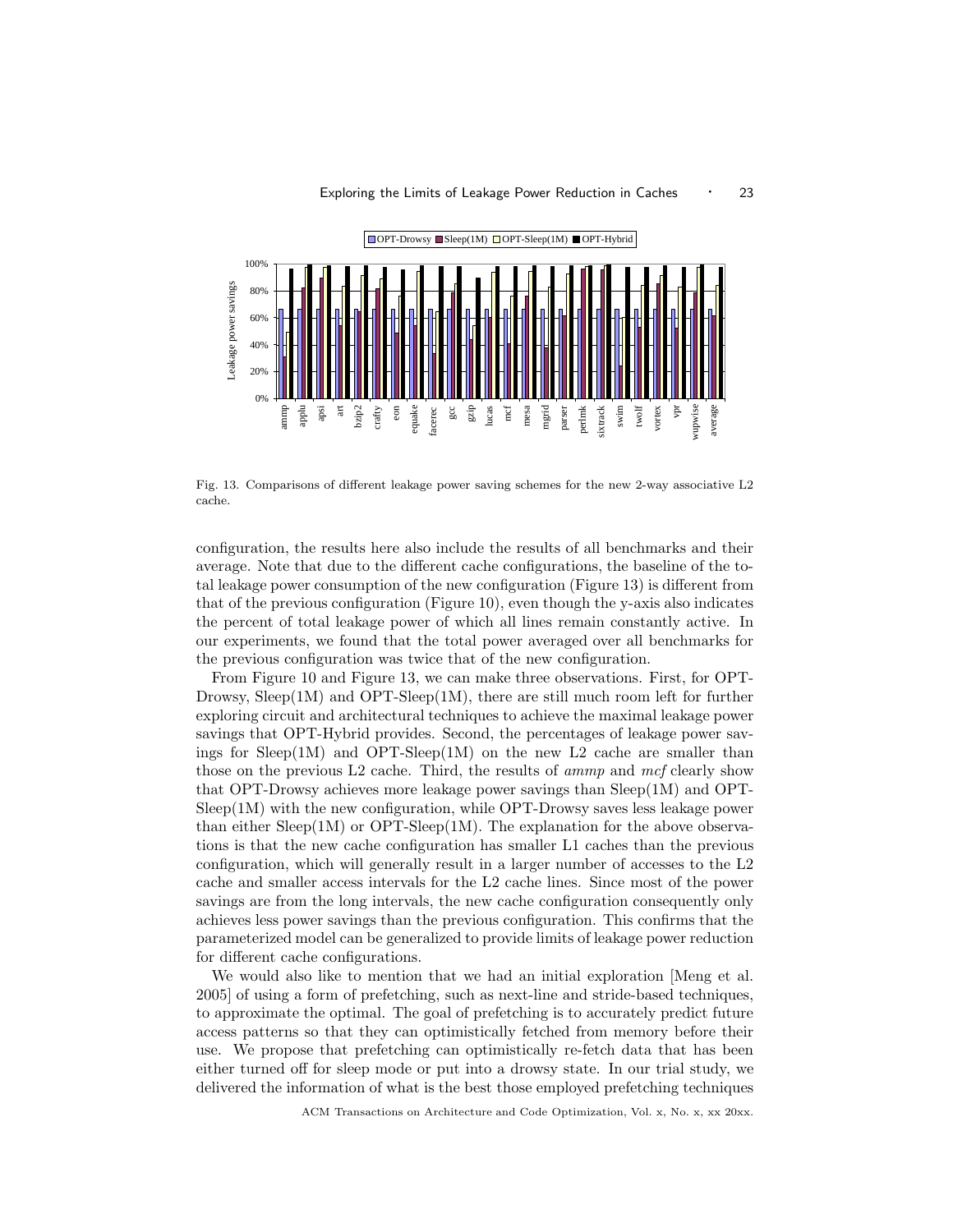Fig. 13. Comparisons of different leakage power saving schemes for the new 2-way associative L2 cache.

configuration, the results here also include the results of all benchmarks and their average. Note that due to the different cache configurations, the baseline of the total leakage power consumption of the new configuration (Figure 13) is different from that of the previous configuration (Figure 10), even though the y-axis also indicates the percent of total leakage power of which all lines remain constantly active. In our experiments, we found that the total power averaged over all benchmarks for the previous configuration was twice that of the new configuration.

From Figure 10 and Figure 13, we can make three observations. First, for OPT-Drowsy, Sleep(1M) and OPT-Sleep(1M), there are still much room left for further exploring circuit and architectural techniques to achieve the maximal leakage power savings that OPT-Hybrid provides. Second, the percentages of leakage power savings for Sleep(1M) and OPT-Sleep(1M) on the new L2 cache are smaller than those on the previous L2 cache. Third, the results of *ammp* and *mcf* clearly show that OPT-Drowsy achieves more leakage power savings than Sleep(1M) and OPT-Sleep(1M) with the new configuration, while OPT-Drowsy saves less leakage power than either Sleep(1M) or OPT-Sleep(1M). The explanation for the above observations is that the new cache configuration has smaller L1 caches than the previous configuration, which will generally result in a larger number of accesses to the L2 cache and smaller access intervals for the L2 cache lines. Since most of the power savings are from the long intervals, the new cache configuration consequently only achieves less power savings than the previous configuration. This confirms that the parameterized model can be generalized to provide limits of leakage power reduction for different cache configurations.

We would also like to mention that we had an initial exploration [Meng et al. 2005] of using a form of prefetching, such as next-line and stride-based techniques, to approximate the optimal. The goal of prefetching is to accurately predict future access patterns so that they can optimistically fetched from memory before their use. We propose that prefetching can optimistically re-fetch data that has been either turned off for sleep mode or put into a drowsy state. In our trial study, we delivered the information of what is the best those employed prefetching techniques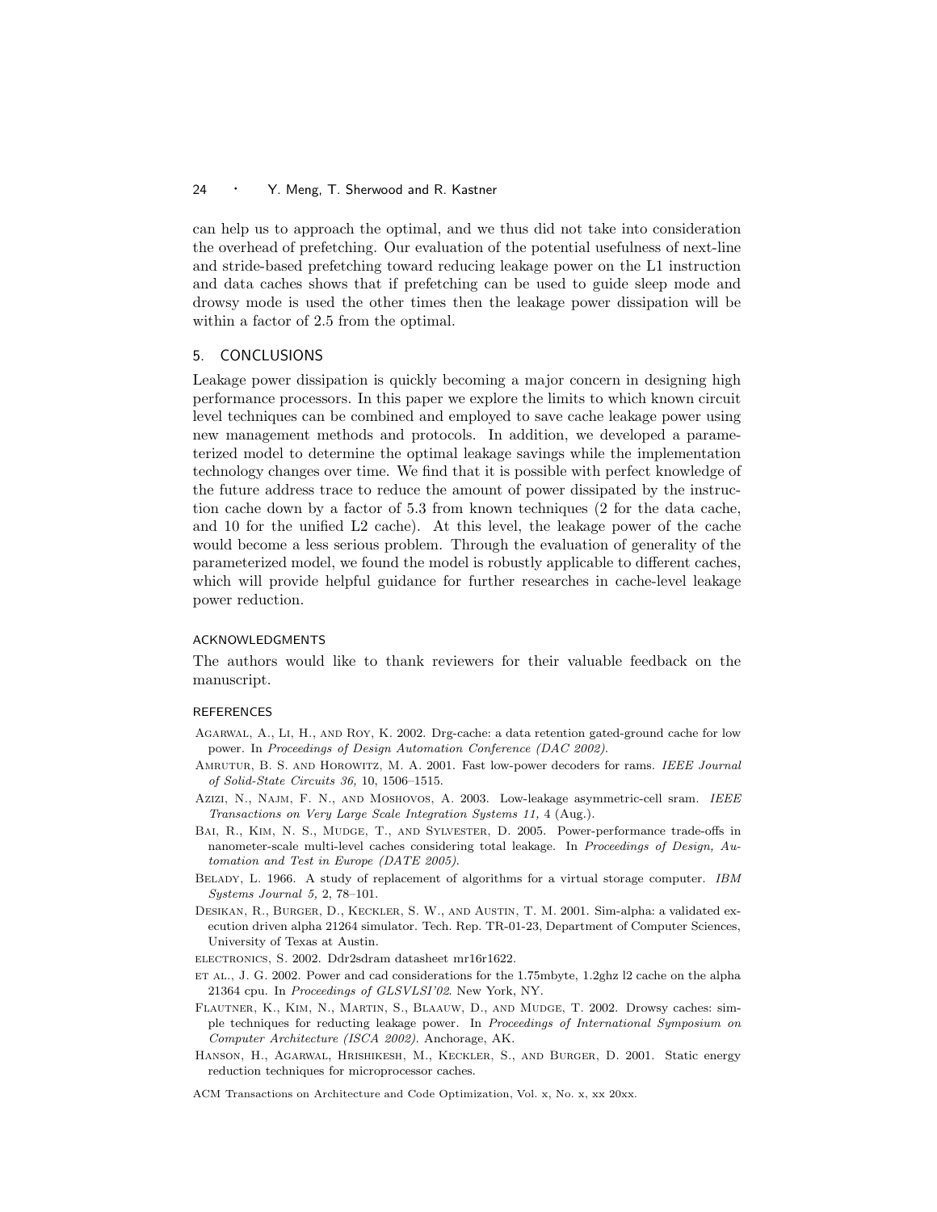can help us to approach the optimal, and we thus did not take into consideration the overhead of prefetching. Our evaluation of the potential usefulness of next-line and stride-based prefetching toward reducing leakage power on the L1 instruction and data caches shows that if prefetching can be used to guide sleep mode and drowsy mode is used the other times then the leakage power dissipation will be within a factor of 2.5 from the optimal.

## 5. CONCLUSIONS

Leakage power dissipation is quickly becoming a major concern in designing high performance processors. In this paper we explore the limits to which known circuit level techniques can be combined and employed to save cache leakage power using new management methods and protocols. In addition, we developed a parameterized model to determine the optimal leakage savings while the implementation technology changes over time. We find that it is possible with perfect knowledge of the future address trace to reduce the amount of power dissipated by the instruction cache down by a factor of 5.3 from known techniques (2 for the data cache, and 10 for the unified L2 cache). At this level, the leakage power of the cache would become a less serious problem. Through the evaluation of generality of the parameterized model, we found the model is robustly applicable to different caches, which will provide helpful guidance for further researches in cache-level leakage power reduction.

### ACKNOWLEDGMENTS

The authors would like to thank reviewers for their valuable feedback on the manuscript.

### REFERENCES

Agarwal, A., Li, H., and Roy, K. 2002. Drg-cache: a data retention gated-ground cache for low power. In *Proceedings of Design Automation Conference (DAC 2002)*.

Amrutur, B. S. and Horowitz, M. A. 2001. Fast low-power decoders for rams. *IEEE Journal of Solid-State Circuits 36,* 10, 1506–1515.

Azizi, N., Najm, F. N., and Moshovos, A. 2003. Low-leakage asymmetric-cell sram. *IEEE Transactions on Very Large Scale Integration Systems 11,* 4 (Aug.).

Bai, R., Kim, N. S., Mudge, T., and Sylvester, D. 2005. Power-performance trade-offs in nanometer-scale multi-level caches considering total leakage. In *Proceedings of Design, Automation and Test in Europe (DATE 2005)*.

Belady, L. 1966. A study of replacement of algorithms for a virtual storage computer. *IBM Systems Journal 5,* 2, 78–101.

Desikan, R., Burger, D., Keckler, S. W., and Austin, T. M. 2001. Sim-alpha: a validated execution driven alpha 21264 simulator. Tech. Rep. TR-01-23, Department of Computer Sciences, University of Texas at Austin.

electronics, S. 2002. Ddr2sdram datasheet mr16r1622.

et al., J. G. 2002. Power and cad considerations for the 1.75mbyte, 1.2ghz l2 cache on the alpha 21364 cpu. In *Proceedings of GLSVLSI'02*. New York, NY.

Flautner, K., Kim, N., Martin, S., Blaauw, D., and Mudge, T. 2002. Drowsy caches: simple techniques for reducting leakage power. In *Proceedings of International Symposium on Computer Architecture (ISCA 2002)*. Anchorage, AK.

Hanson, H., Agarwal, Hrishikesh, M., Keckler, S., and Burger, D. 2001. Static energy reduction techniques for microprocessor caches.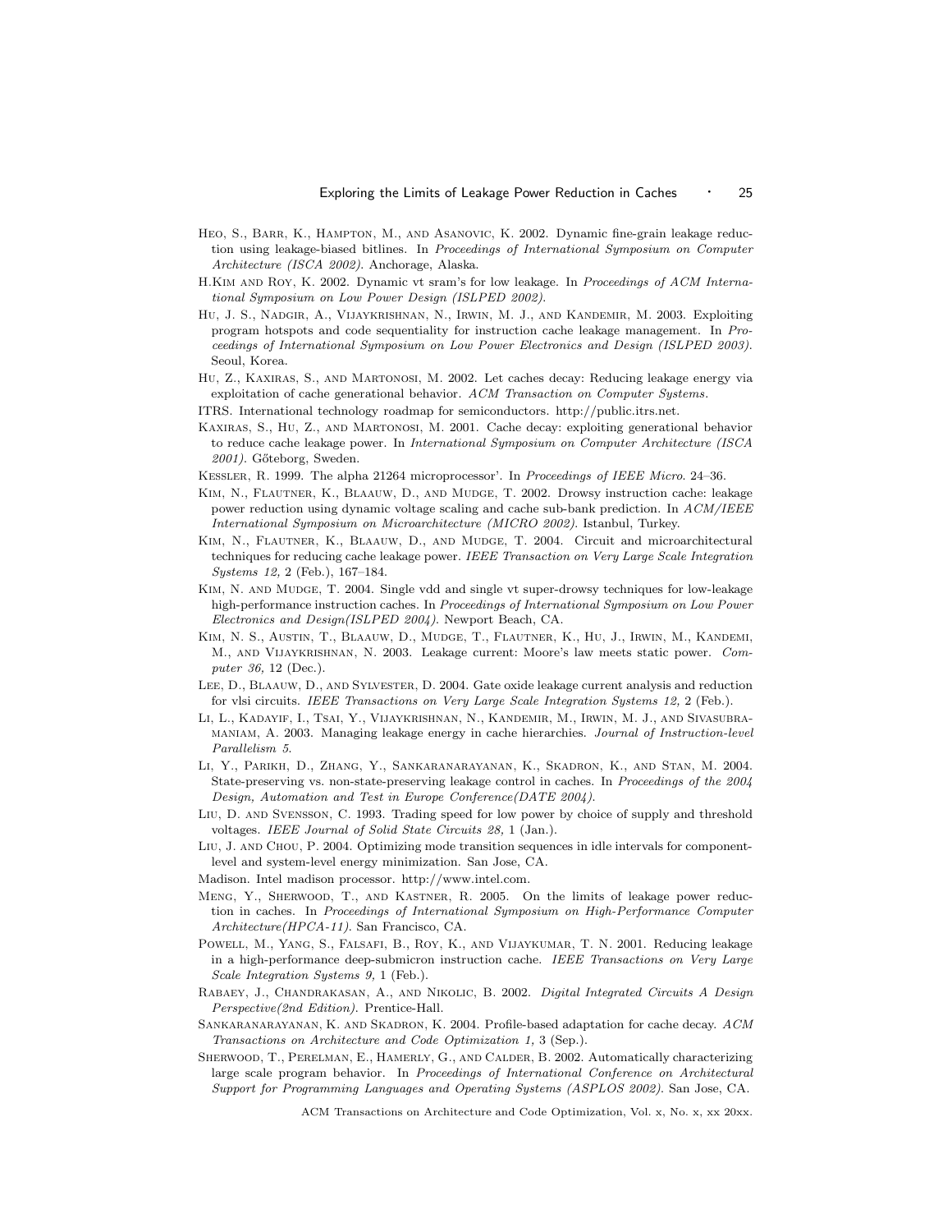Heo, S., Barr, K., Hampton, M., and Asanovic, K. 2002. Dynamic fine-grain leakage reduction using leakage-biased bitlines. In *Proceedings of International Symposium on Computer Architecture (ISCA 2002)*. Anchorage, Alaska.

H.Kim and Roy, K. 2002. Dynamic vt sram's for low leakage. In *Proceedings of ACM International Symposium on Low Power Design (ISLPED 2002)*.

Hu, J. S., Nadgir, A., Vijaykrishnan, N., Irwin, M. J., and Kandemir, M. 2003. Exploiting program hotspots and code sequentiality for instruction cache leakage management. In *Proceedings of International Symposium on Low Power Electronics and Design (ISLPED 2003)*. Seoul, Korea.

Hu, Z., Kaxiras, S., and Martonosi, M. 2002. Let caches decay: Reducing leakage energy via exploitation of cache generational behavior. *ACM Transaction on Computer Systems*.

ITRS. International technology roadmap for semiconductors. http://public.itrs.net.

Kaxiras, S., Hu, Z., and Martonosi, M. 2001. Cache decay: exploiting generational behavior to reduce cache leakage power. In *International Symposium on Computer Architecture (ISCA 2001)*. Gőteborg, Sweden.

Kessler, R. 1999. The alpha 21264 microprocessor'. In *Proceedings of IEEE Micro*. 24–36.

Kim, N., Flautner, K., Blaauw, D., and Mudge, T. 2002. Drowsy instruction cache: leakage power reduction using dynamic voltage scaling and cache sub-bank prediction. In *ACM/IEEE International Symposium on Microarchitecture (MICRO 2002)*. Istanbul, Turkey.

Kim, N., Flautner, K., Blaauw, D., and Mudge, T. 2004. Circuit and microarchitectural techniques for reducing cache leakage power. *IEEE Transaction on Very Large Scale Integration Systems 12,* 2 (Feb.), 167–184.

Kim, N. and Mudge, T. 2004. Single vdd and single vt super-drowsy techniques for low-leakage high-performance instruction caches. In *Proceedings of International Symposium on Low Power Electronics and Design(ISLPED 2004)*. Newport Beach, CA.

Kim, N. S., Austin, T., Blaauw, D., Mudge, T., Flautner, K., Hu, J., Irwin, M., Kandemi, M., and Vijaykrishnan, N. 2003. Leakage current: Moore's law meets static power. *Computer 36,* 12 (Dec.).

Lee, D., Blaauw, D., and Sylvester, D. 2004. Gate oxide leakage current analysis and reduction for vlsi circuits. *IEEE Transactions on Very Large Scale Integration Systems 12,* 2 (Feb.).

Li, L., Kadayif, I., Tsai, Y., Vijaykrishnan, N., Kandemir, M., Irwin, M. J., and Sivasubramaniam, A. 2003. Managing leakage energy in cache hierarchies. *Journal of Instruction-level Parallelism 5*.

Li, Y., Parikh, D., Zhang, Y., Sankaranarayanan, K., Skadron, K., and Stan, M. 2004. State-preserving vs. non-state-preserving leakage control in caches. In *Proceedings of the 2004 Design, Automation and Test in Europe Conference(DATE 2004)*.

Liu, D. and Svensson, C. 1993. Trading speed for low power by choice of supply and threshold voltages. *IEEE Journal of Solid State Circuits 28,* 1 (Jan.).

Liu, J. and Chou, P. 2004. Optimizing mode transition sequences in idle intervals for component-level and system-level energy minimization. San Jose, CA.

Madison. Intel madison processor. http://www.intel.com.

Meng, Y., Sherwood, T., and Kastner, R. 2005. On the limits of leakage power reduction in caches. In *Proceedings of International Symposium on High-Performance Computer Architecture(HPCA-11)*. San Francisco, CA.

Powell, M., Yang, S., Falsafi, B., Roy, K., and Vijaykumar, T. N. 2001. Reducing leakage in a high-performance deep-submicron instruction cache. *IEEE Transactions on Very Large Scale Integration Systems 9,* 1 (Feb.).

Rabaey, J., Chandrakasan, A., and Nikolic, B. 2002. *Digital Integrated Circuits A Design Perspective(2nd Edition)*. Prentice-Hall.

Sankaranarayanan, K. and Skadron, K. 2004. Profile-based adaptation for cache decay. *ACM Transactions on Architecture and Code Optimization 1,* 3 (Sep.).

Sherwood, T., Perelman, E., Hamerly, G., and Calder, B. 2002. Automatically characterizing large scale program behavior. In *Proceedings of International Conference on Architectural Support for Programming Languages and Operating Systems (ASPLOS 2002)*. San Jose, CA.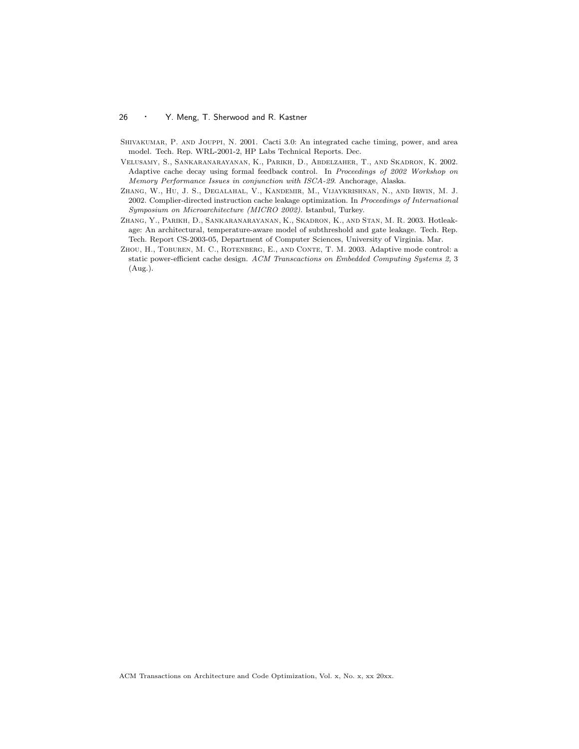Shivakumar, P. and Jouppi, N. 2001. Cacti 3.0: An integrated cache timing, power, and area model. Tech. Rep. WRL-2001-2, HP Labs Technical Reports. Dec.

Velusamy, S., Sankaranarayanan, K., Parikh, D., Abdelzaher, T., and Skadron, K. 2002. Adaptive cache decay using formal feedback control. In *Proceedings of 2002 Workshop on Memory Performance Issues in conjunction with ISCA-29*. Anchorage, Alaska.

Zhang, W., Hu, J. S., Degalahal, V., Kandemir, M., Vijaykrishnan, N., and Irwin, M. J. 2002. Complier-directed instruction cache leakage optimization. In *Proceedings of International Symposium on Microarchitecture (MICRO 2002)*. Istanbul, Turkey.

Zhang, Y., Parikh, D., Sankaranarayanan, K., Skadron, K., and Stan, M. R. 2003. Hotleakage: An architectural, temperature-aware model of subthreshold and gate leakage. Tech. Rep. Tech. Report CS-2003-05, Department of Computer Sciences, University of Virginia. Mar.

Zhou, H., Toburen, M. C., Rotenberg, E., and Conte, T. M. 2003. Adaptive mode control: a static power-efficient cache design. *ACM Transcactions on Embedded Computing Systems 2,* 3 (Aug.).